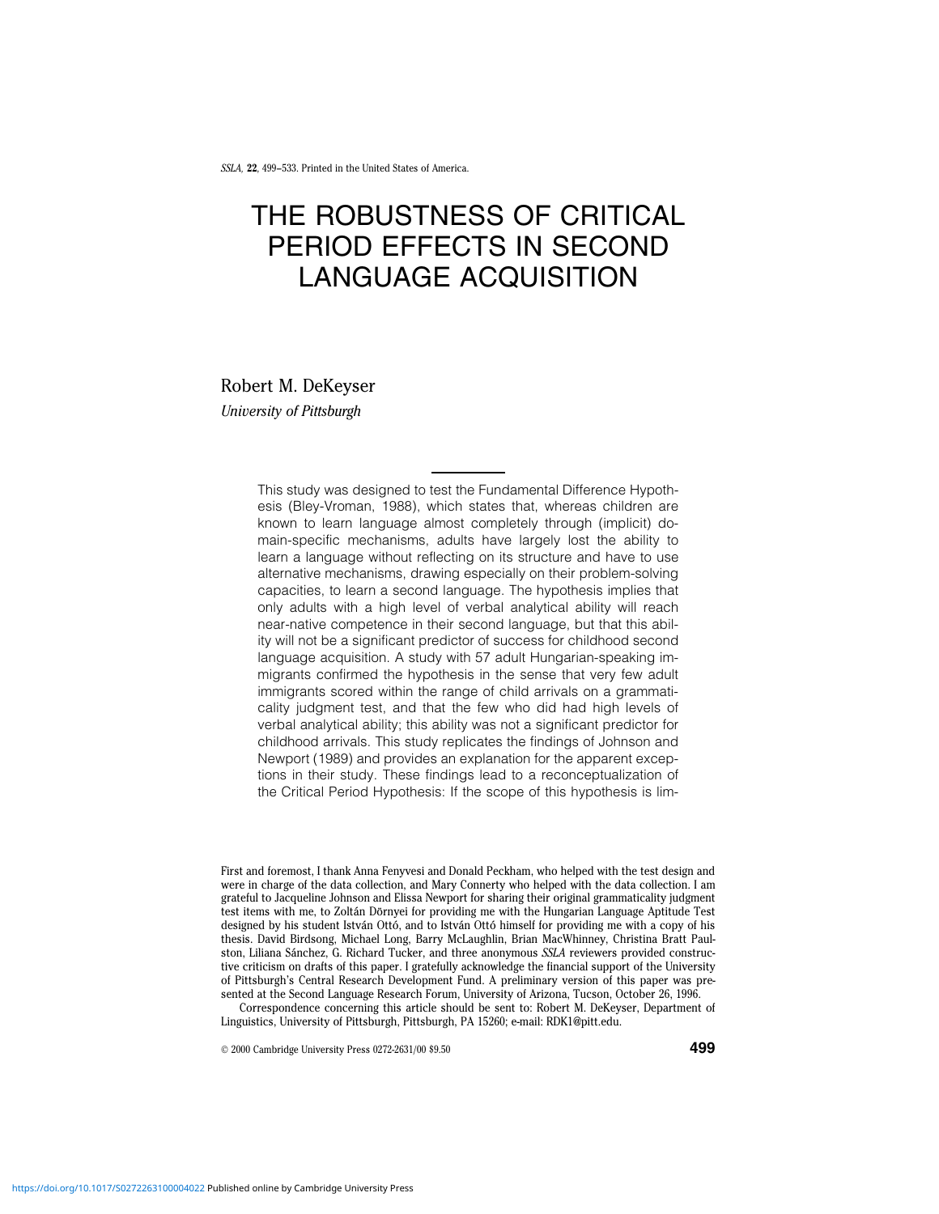# THE ROBUSTNESS OF CRITICAL PERIOD EFFECTS IN SECOND LANGUAGE ACQUISITION

Robert M. DeKeyser

*University of Pittsburgh*

This study was designed to test the Fundamental Difference Hypothesis (Bley-Vroman, 1988), which states that, whereas children are known to learn language almost completely through (implicit) domain-specific mechanisms, adults have largely lost the ability to learn a language without reflecting on its structure and have to use alternative mechanisms, drawing especially on their problem-solving capacities, to learn a second language. The hypothesis implies that only adults with a high level of verbal analytical ability will reach near-native competence in their second language, but that this ability will not be a significant predictor of success for childhood second language acquisition. A study with 57 adult Hungarian-speaking immigrants confirmed the hypothesis in the sense that very few adult immigrants scored within the range of child arrivals on a grammaticality judgment test, and that the few who did had high levels of verbal analytical ability; this ability was not a significant predictor for childhood arrivals. This study replicates the findings of Johnson and Newport (1989) and provides an explanation for the apparent exceptions in their study. These findings lead to a reconceptualization of the Critical Period Hypothesis: If the scope of this hypothesis is lim-

First and foremost, I thank Anna Fenyvesi and Donald Peckham, who helped with the test design and were in charge of the data collection, and Mary Connerty who helped with the data collection. I am grateful to Jacqueline Johnson and Elissa Newport for sharing their original grammaticality judgment test items with me, to Zoltán Dörnyei for providing me with the Hungarian Language Aptitude Test designed by his student István Ottó, and to István Ottó himself for providing me with a copy of his thesis. David Birdsong, Michael Long, Barry McLaughlin, Brian MacWhinney, Christina Bratt Paulston, Liliana Sánchez, G. Richard Tucker, and three anonymous *SSLA* reviewers provided constructive criticism on drafts of this paper. I gratefully acknowledge the financial support of the University of Pittsburgh's Central Research Development Fund. A preliminary version of this paper was presented at the Second Language Research Forum, University of Arizona, Tucson, October 26, 1996.

Correspondence concerning this article should be sent to: Robert M. DeKeyser, Department of Linguistics, University of Pittsburgh, Pittsburgh, PA 15260; e-mail: RDK1@pitt.edu.

© 2000 Cambridge University Press 0272-2631/00 $9.50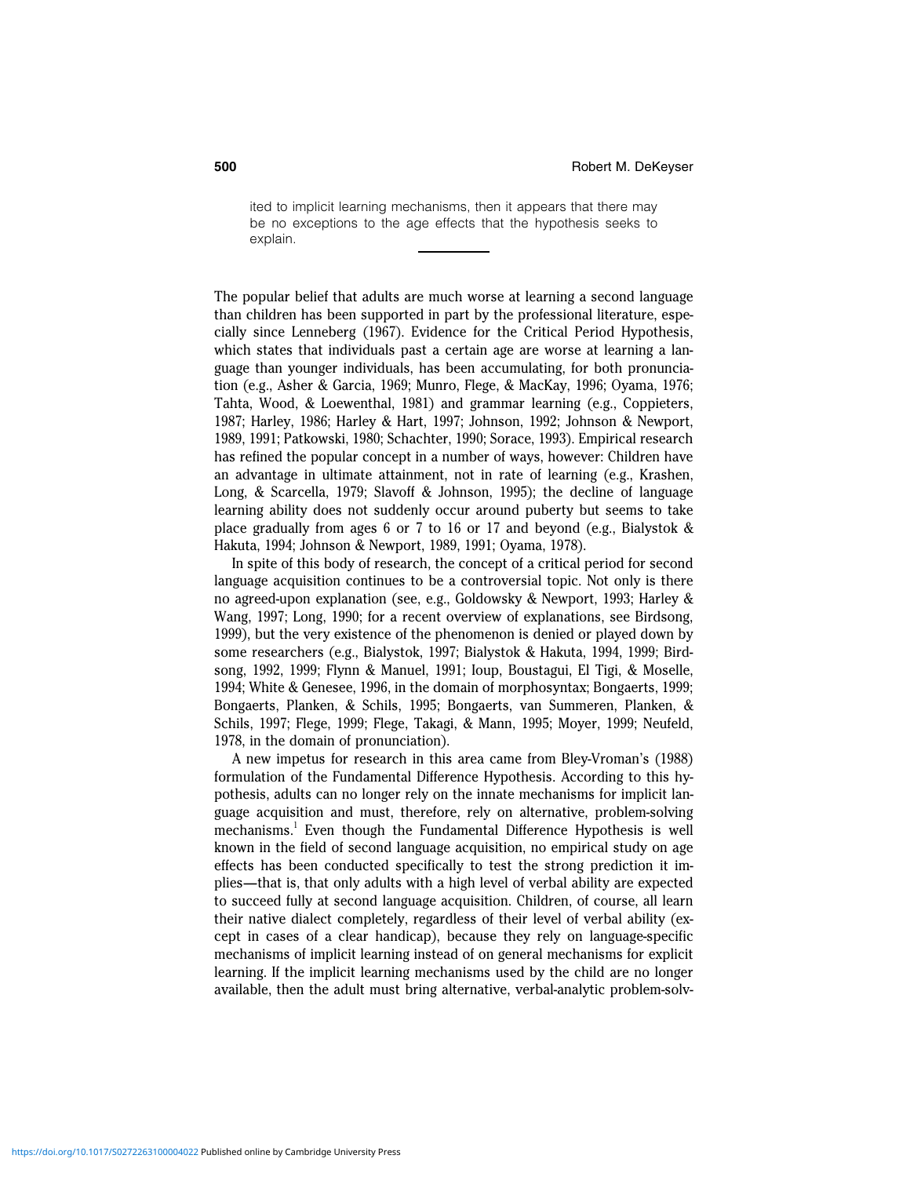ited to implicit learning mechanisms, then it appears that there may be no exceptions to the age effects that the hypothesis seeks to explain.

The popular belief that adults are much worse at learning a second language than children has been supported in part by the professional literature, especially since Lenneberg (1967). Evidence for the Critical Period Hypothesis, which states that individuals past a certain age are worse at learning a language than younger individuals, has been accumulating, for both pronunciation (e.g., Asher & Garcia, 1969; Munro, Flege, & MacKay, 1996; Oyama, 1976; Tahta, Wood, & Loewenthal, 1981) and grammar learning (e.g., Coppieters, 1987; Harley, 1986; Harley & Hart, 1997; Johnson, 1992; Johnson & Newport, 1989, 1991; Patkowski, 1980; Schachter, 1990; Sorace, 1993). Empirical research has refined the popular concept in a number of ways, however: Children have an advantage in ultimate attainment, not in rate of learning (e.g., Krashen, Long, & Scarcella, 1979; Slavoff & Johnson, 1995); the decline of language learning ability does not suddenly occur around puberty but seems to take place gradually from ages 6 or 7 to 16 or 17 and beyond (e.g., Bialystok & Hakuta, 1994; Johnson & Newport, 1989, 1991; Oyama, 1978).

In spite of this body of research, the concept of a critical period for second language acquisition continues to be a controversial topic. Not only is there no agreed-upon explanation (see, e.g., Goldowsky & Newport, 1993; Harley & Wang, 1997; Long, 1990; for a recent overview of explanations, see Birdsong, 1999), but the very existence of the phenomenon is denied or played down by some researchers (e.g., Bialystok, 1997; Bialystok & Hakuta, 1994, 1999; Birdsong, 1992, 1999; Flynn & Manuel, 1991; Ioup, Boustagui, El Tigi, & Moselle, 1994; White & Genesee, 1996, in the domain of morphosyntax; Bongaerts, 1999; Bongaerts, Planken, & Schils, 1995; Bongaerts, van Summeren, Planken, & Schils, 1997; Flege, 1999; Flege, Takagi, & Mann, 1995; Moyer, 1999; Neufeld, 1978, in the domain of pronunciation).

A new impetus for research in this area came from Bley-Vroman's (1988) formulation of the Fundamental Difference Hypothesis. According to this hypothesis, adults can no longer rely on the innate mechanisms for implicit language acquisition and must, therefore, rely on alternative, problem-solving mechanisms.[1] Even though the Fundamental Difference Hypothesis is well known in the field of second language acquisition, no empirical study on age effects has been conducted specifically to test the strong prediction it implies—that is, that only adults with a high level of verbal ability are expected to succeed fully at second language acquisition. Children, of course, all learn their native dialect completely, regardless of their level of verbal ability (except in cases of a clear handicap), because they rely on language-specific mechanisms of implicit learning instead of on general mechanisms for explicit learning. If the implicit learning mechanisms used by the child are no longer available, then the adult must bring alternative, verbal-analytic problem-solv-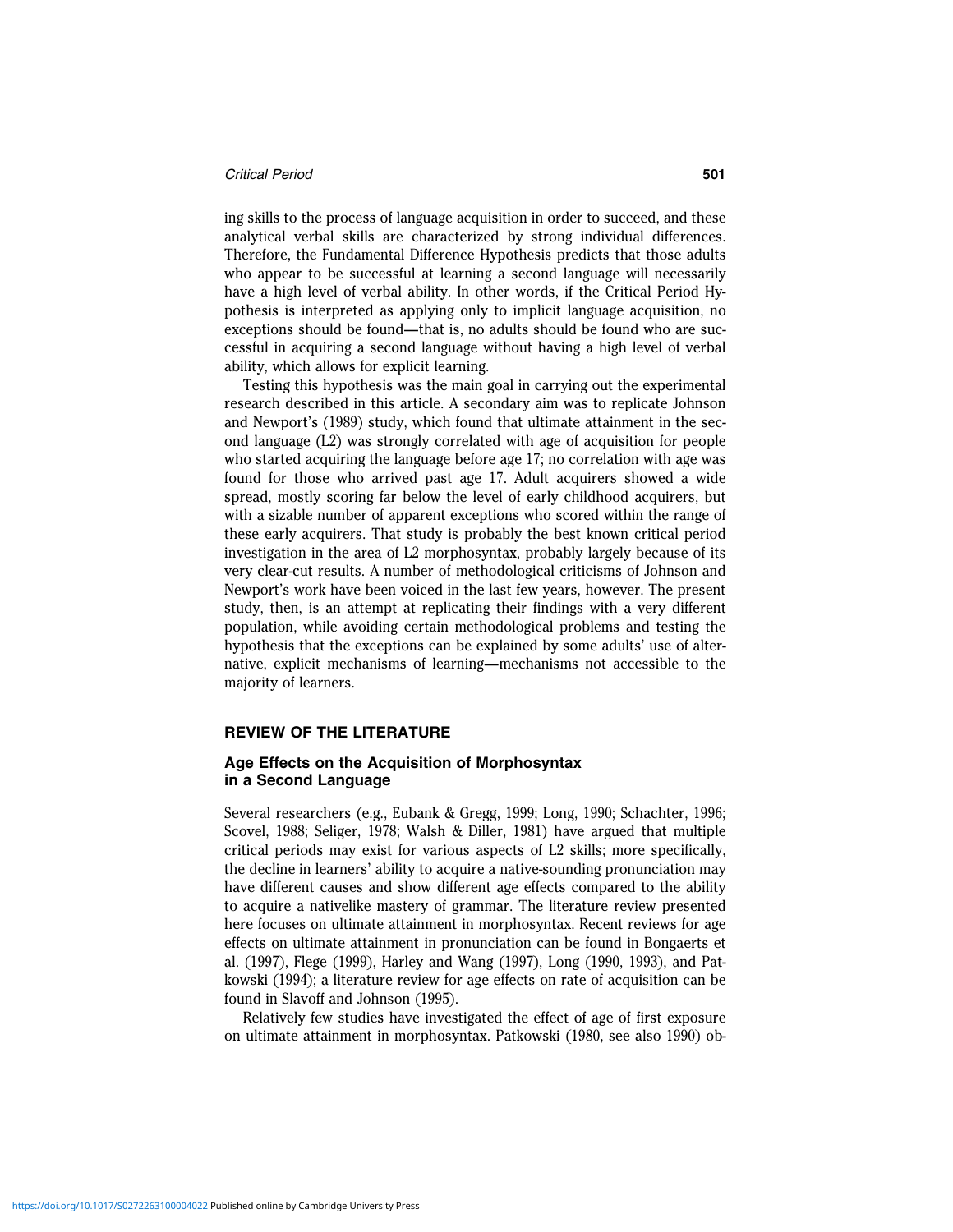ing skills to the process of language acquisition in order to succeed, and these analytical verbal skills are characterized by strong individual differences. Therefore, the Fundamental Difference Hypothesis predicts that those adults who appear to be successful at learning a second language will necessarily have a high level of verbal ability. In other words, if the Critical Period Hypothesis is interpreted as applying only to implicit language acquisition, no exceptions should be found—that is, no adults should be found who are successful in acquiring a second language without having a high level of verbal ability, which allows for explicit learning.

Testing this hypothesis was the main goal in carrying out the experimental research described in this article. A secondary aim was to replicate Johnson and Newport's (1989) study, which found that ultimate attainment in the second language (L2) was strongly correlated with age of acquisition for people who started acquiring the language before age 17; no correlation with age was found for those who arrived past age 17. Adult acquirers showed a wide spread, mostly scoring far below the level of early childhood acquirers, but with a sizable number of apparent exceptions who scored within the range of these early acquirers. That study is probably the best known critical period investigation in the area of L2 morphosyntax, probably largely because of its very clear-cut results. A number of methodological criticisms of Johnson and Newport's work have been voiced in the last few years, however. The present study, then, is an attempt at replicating their findings with a very different population, while avoiding certain methodological problems and testing the hypothesis that the exceptions can be explained by some adults' use of alternative, explicit mechanisms of learning—mechanisms not accessible to the majority of learners.

## REVIEW OF THE LITERATURE

### Age Effects on the Acquisition of Morphosyntax in a Second Language

Several researchers (e.g., Eubank & Gregg, 1999; Long, 1990; Schachter, 1996; Scovel, 1988; Seliger, 1978; Walsh & Diller, 1981) have argued that multiple critical periods may exist for various aspects of L2 skills; more specifically, the decline in learners' ability to acquire a native-sounding pronunciation may have different causes and show different age effects compared to the ability to acquire a nativelike mastery of grammar. The literature review presented here focuses on ultimate attainment in morphosyntax. Recent reviews for age effects on ultimate attainment in pronunciation can be found in Bongaerts et al. (1997), Flege (1999), Harley and Wang (1997), Long (1990, 1993), and Patkowski (1994); a literature review for age effects on rate of acquisition can be found in Slavoff and Johnson (1995).

Relatively few studies have investigated the effect of age of first exposure on ultimate attainment in morphosyntax. Patkowski (1980, see also 1990) ob-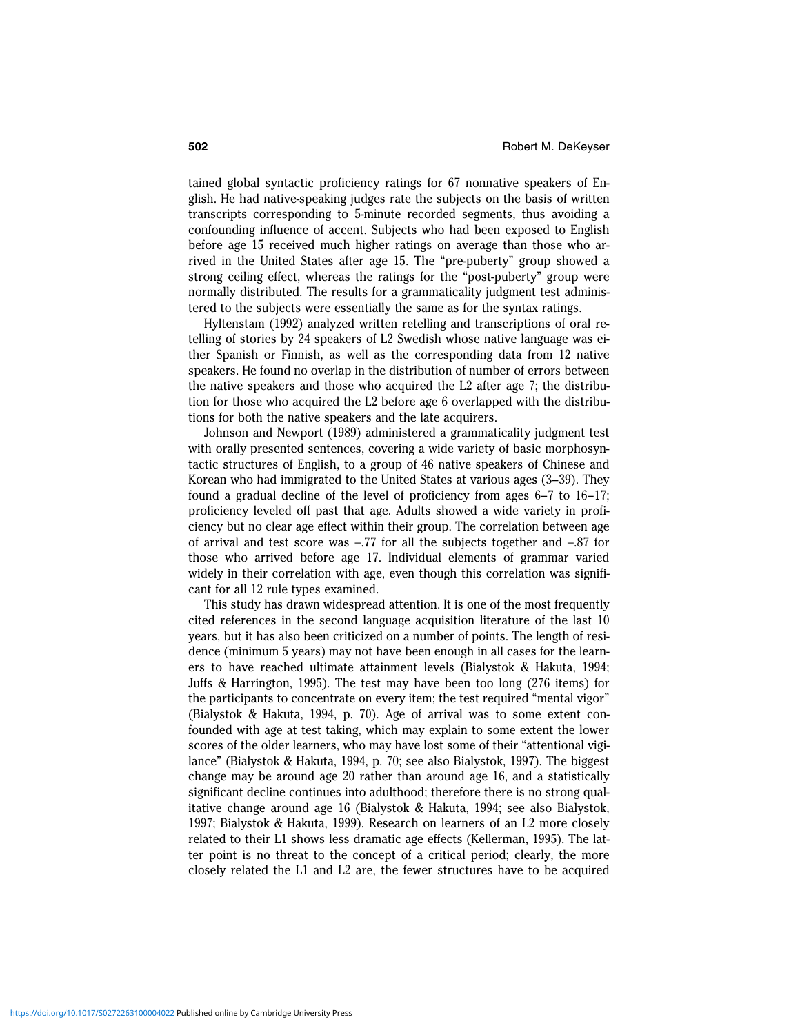tained global syntactic proficiency ratings for 67 nonnative speakers of English. He had native-speaking judges rate the subjects on the basis of written transcripts corresponding to 5-minute recorded segments, thus avoiding a confounding influence of accent. Subjects who had been exposed to English before age 15 received much higher ratings on average than those who arrived in the United States after age 15. The "pre-puberty" group showed a strong ceiling effect, whereas the ratings for the "post-puberty" group were normally distributed. The results for a grammaticality judgment test administered to the subjects were essentially the same as for the syntax ratings.

Hyltenstam (1992) analyzed written retelling and transcriptions of oral retelling of stories by 24 speakers of L2 Swedish whose native language was either Spanish or Finnish, as well as the corresponding data from 12 native speakers. He found no overlap in the distribution of number of errors between the native speakers and those who acquired the L2 after age 7; the distribution for those who acquired the L2 before age 6 overlapped with the distributions for both the native speakers and the late acquirers.

Johnson and Newport (1989) administered a grammaticality judgment test with orally presented sentences, covering a wide variety of basic morphosyntactic structures of English, to a group of 46 native speakers of Chinese and Korean who had immigrated to the United States at various ages (3–39). They found a gradual decline of the level of proficiency from ages 6–7 to 16–17; proficiency leveled off past that age. Adults showed a wide variety in proficiency but no clear age effect within their group. The correlation between age of arrival and test score was −.77 for all the subjects together and −.87 for those who arrived before age 17. Individual elements of grammar varied widely in their correlation with age, even though this correlation was significant for all 12 rule types examined.

This study has drawn widespread attention. It is one of the most frequently cited references in the second language acquisition literature of the last 10 years, but it has also been criticized on a number of points. The length of residence (minimum 5 years) may not have been enough in all cases for the learners to have reached ultimate attainment levels (Bialystok & Hakuta, 1994; Juffs & Harrington, 1995). The test may have been too long (276 items) for the participants to concentrate on every item; the test required "mental vigor" (Bialystok & Hakuta, 1994, p. 70). Age of arrival was to some extent confounded with age at test taking, which may explain to some extent the lower scores of the older learners, who may have lost some of their "attentional vigilance" (Bialystok & Hakuta, 1994, p. 70; see also Bialystok, 1997). The biggest change may be around age 20 rather than around age 16, and a statistically significant decline continues into adulthood; therefore there is no strong qualitative change around age 16 (Bialystok & Hakuta, 1994; see also Bialystok, 1997; Bialystok & Hakuta, 1999). Research on learners of an L2 more closely related to their L1 shows less dramatic age effects (Kellerman, 1995). The latter point is no threat to the concept of a critical period; clearly, the more closely related the L1 and L2 are, the fewer structures have to be acquired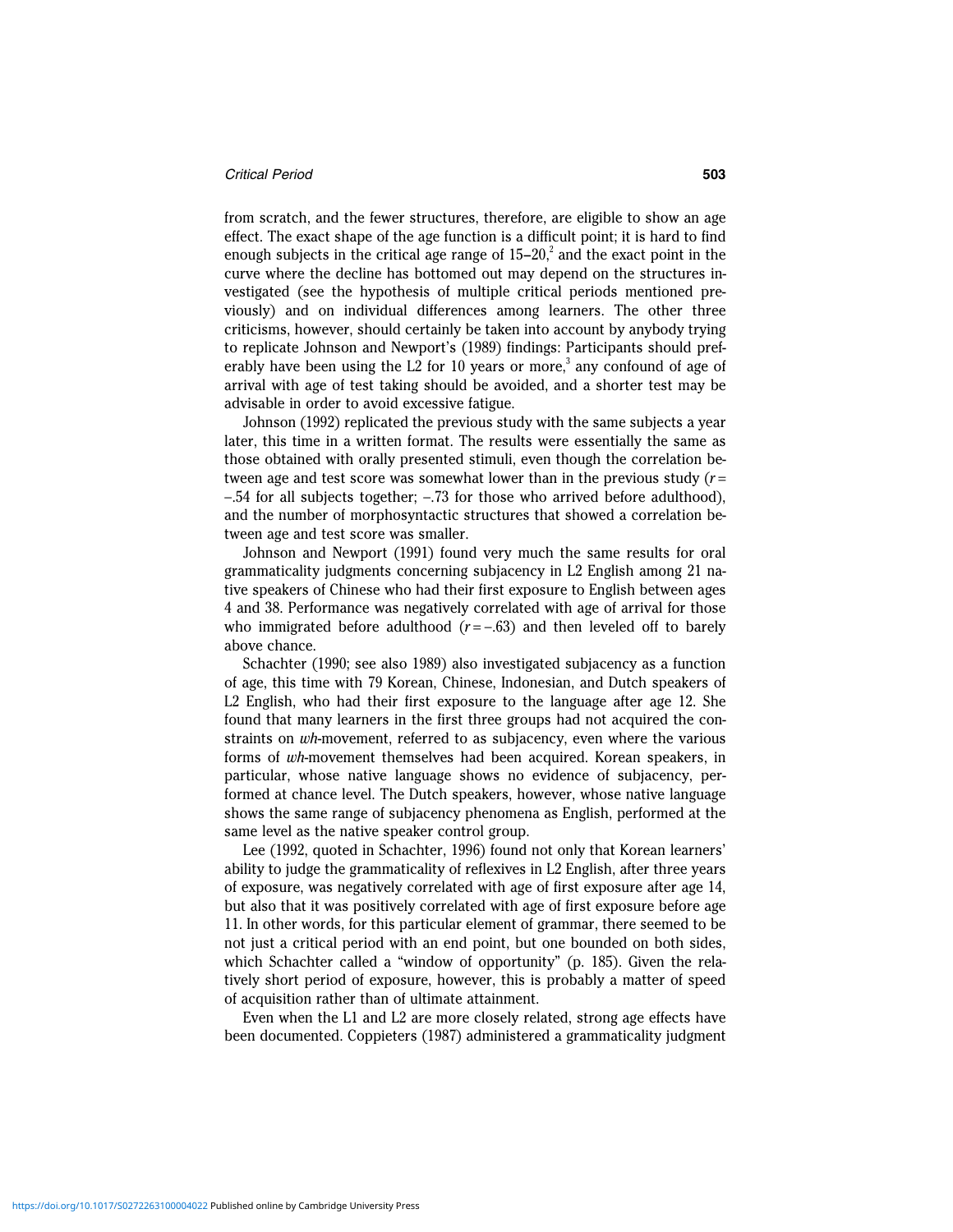from scratch, and the fewer structures, therefore, are eligible to show an age effect. The exact shape of the age function is a difficult point; it is hard to find enough subjects in the critical age range of 15–20,[2] and the exact point in the curve where the decline has bottomed out may depend on the structures investigated (see the hypothesis of multiple critical periods mentioned previously) and on individual differences among learners. The other three criticisms, however, should certainly be taken into account by anybody trying to replicate Johnson and Newport's (1989) findings: Participants should preferably have been using the L2 for 10 years or more,[3] any confound of age of arrival with age of test taking should be avoided, and a shorter test may be advisable in order to avoid excessive fatigue.

Johnson (1992) replicated the previous study with the same subjects a year later, this time in a written format. The results were essentially the same as those obtained with orally presented stimuli, even though the correlation between age and test score was somewhat lower than in the previous study ($r = -.54$ for all subjects together; $-.73$ for those who arrived before adulthood), and the number of morphosyntactic structures that showed a correlation between age and test score was smaller.

Johnson and Newport (1991) found very much the same results for oral grammaticality judgments concerning subjacency in L2 English among 21 native speakers of Chinese who had their first exposure to English between ages 4 and 38. Performance was negatively correlated with age of arrival for those who immigrated before adulthood ($r = -.63$) and then leveled off to barely above chance.

Schachter (1990; see also 1989) also investigated subjacency as a function of age, this time with 79 Korean, Chinese, Indonesian, and Dutch speakers of L2 English, who had their first exposure to the language after age 12. She found that many learners in the first three groups had not acquired the constraints on *wh*-movement, referred to as subjacency, even where the various forms of *wh*-movement themselves had been acquired. Korean speakers, in particular, whose native language shows no evidence of subjacency, performed at chance level. The Dutch speakers, however, whose native language shows the same range of subjacency phenomena as English, performed at the same level as the native speaker control group.

Lee (1992, quoted in Schachter, 1996) found not only that Korean learners' ability to judge the grammaticality of reflexives in L2 English, after three years of exposure, was negatively correlated with age of first exposure after age 14, but also that it was positively correlated with age of first exposure before age 11. In other words, for this particular element of grammar, there seemed to be not just a critical period with an end point, but one bounded on both sides, which Schachter called a "window of opportunity" (p. 185). Given the relatively short period of exposure, however, this is probably a matter of speed of acquisition rather than of ultimate attainment.

Even when the L1 and L2 are more closely related, strong age effects have been documented. Coppieters (1987) administered a grammaticality judgment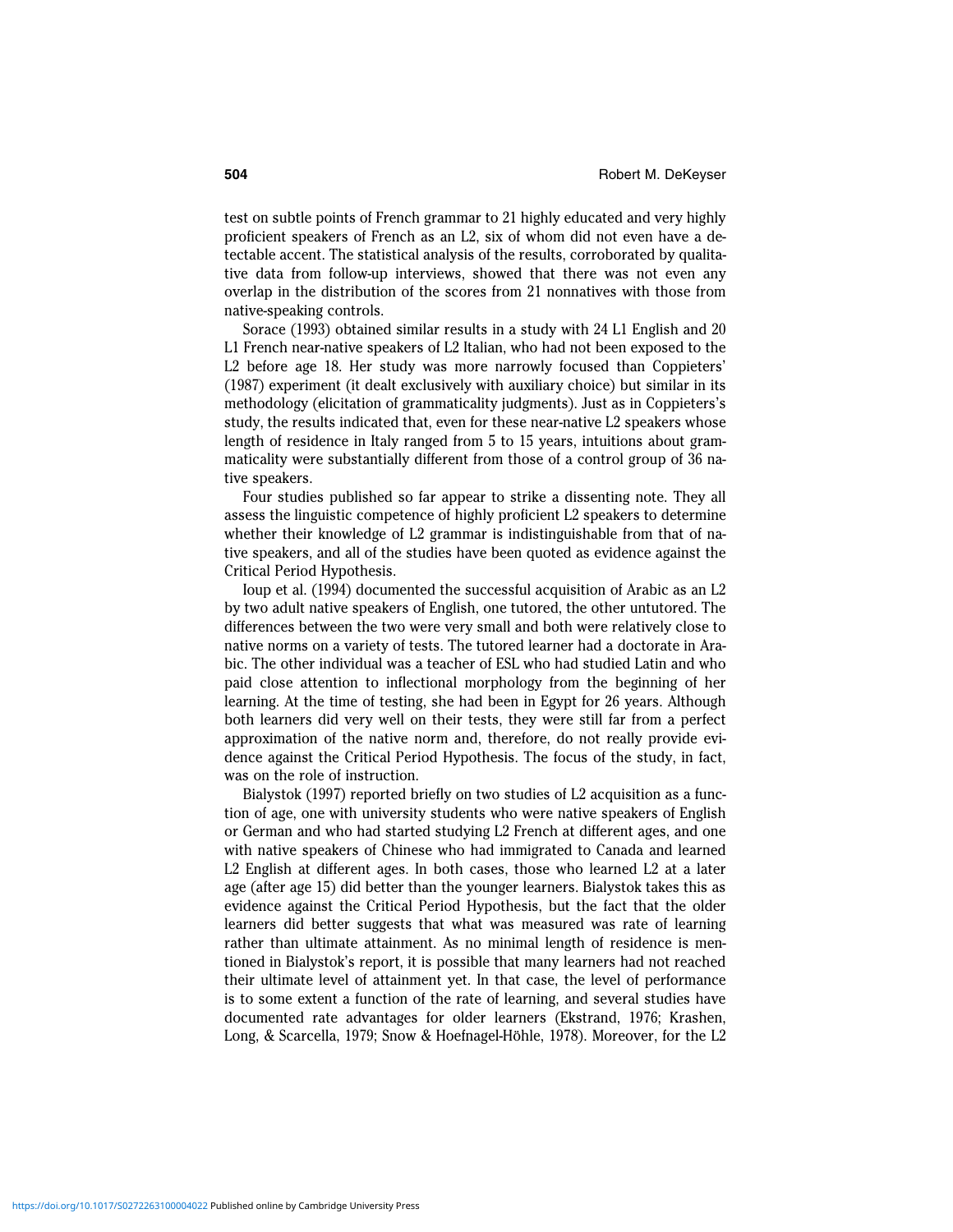test on subtle points of French grammar to 21 highly educated and very highly proficient speakers of French as an L2, six of whom did not even have a detectable accent. The statistical analysis of the results, corroborated by qualitative data from follow-up interviews, showed that there was not even any overlap in the distribution of the scores from 21 nonnatives with those from native-speaking controls.

Sorace (1993) obtained similar results in a study with 24 L1 English and 20 L1 French near-native speakers of L2 Italian, who had not been exposed to the L2 before age 18. Her study was more narrowly focused than Coppieters' (1987) experiment (it dealt exclusively with auxiliary choice) but similar in its methodology (elicitation of grammaticality judgments). Just as in Coppieters's study, the results indicated that, even for these near-native L2 speakers whose length of residence in Italy ranged from 5 to 15 years, intuitions about grammaticality were substantially different from those of a control group of 36 native speakers.

Four studies published so far appear to strike a dissenting note. They all assess the linguistic competence of highly proficient L2 speakers to determine whether their knowledge of L2 grammar is indistinguishable from that of native speakers, and all of the studies have been quoted as evidence against the Critical Period Hypothesis.

Ioup et al. (1994) documented the successful acquisition of Arabic as an L2 by two adult native speakers of English, one tutored, the other untutored. The differences between the two were very small and both were relatively close to native norms on a variety of tests. The tutored learner had a doctorate in Arabic. The other individual was a teacher of ESL who had studied Latin and who paid close attention to inflectional morphology from the beginning of her learning. At the time of testing, she had been in Egypt for 26 years. Although both learners did very well on their tests, they were still far from a perfect approximation of the native norm and, therefore, do not really provide evidence against the Critical Period Hypothesis. The focus of the study, in fact, was on the role of instruction.

Bialystok (1997) reported briefly on two studies of L2 acquisition as a function of age, one with university students who were native speakers of English or German and who had started studying L2 French at different ages, and one with native speakers of Chinese who had immigrated to Canada and learned L2 English at different ages. In both cases, those who learned L2 at a later age (after age 15) did better than the younger learners. Bialystok takes this as evidence against the Critical Period Hypothesis, but the fact that the older learners did better suggests that what was measured was rate of learning rather than ultimate attainment. As no minimal length of residence is mentioned in Bialystok's report, it is possible that many learners had not reached their ultimate level of attainment yet. In that case, the level of performance is to some extent a function of the rate of learning, and several studies have documented rate advantages for older learners (Ekstrand, 1976; Krashen, Long, & Scarcella, 1979; Snow & Hoefnagel-Höhle, 1978). Moreover, for the L2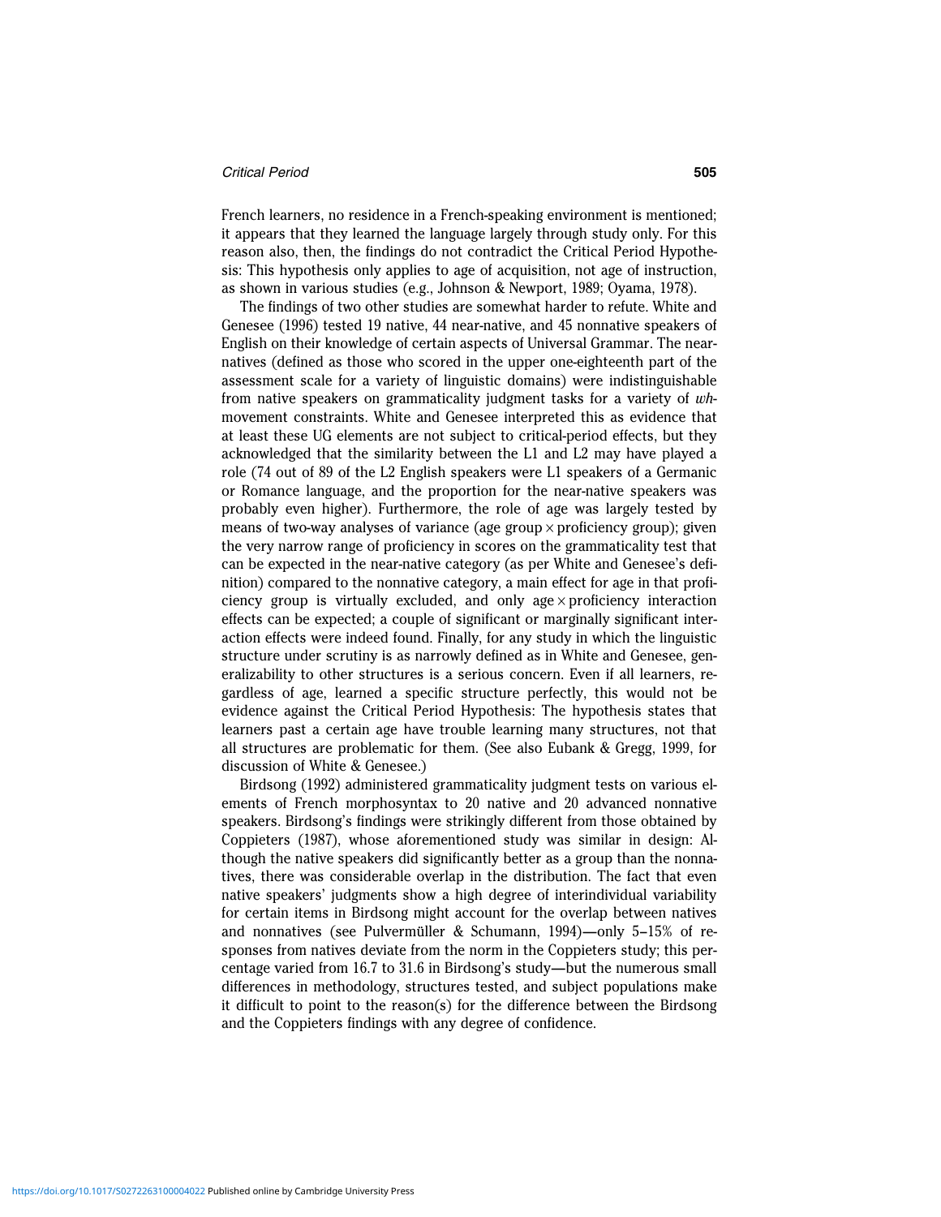French learners, no residence in a French-speaking environment is mentioned; it appears that they learned the language largely through study only. For this reason also, then, the findings do not contradict the Critical Period Hypothesis: This hypothesis only applies to age of acquisition, not age of instruction, as shown in various studies (e.g., Johnson & Newport, 1989; Oyama, 1978).

The findings of two other studies are somewhat harder to refute. White and Genesee (1996) tested 19 native, 44 near-native, and 45 nonnative speakers of English on their knowledge of certain aspects of Universal Grammar. The near-natives (defined as those who scored in the upper one-eighteenth part of the assessment scale for a variety of linguistic domains) were indistinguishable from native speakers on grammaticality judgment tasks for a variety of *wh*-movement constraints. White and Genesee interpreted this as evidence that at least these UG elements are not subject to critical-period effects, but they acknowledged that the similarity between the L1 and L2 may have played a role (74 out of 89 of the L2 English speakers were L1 speakers of a Germanic or Romance language, and the proportion for the near-native speakers was probably even higher). Furthermore, the role of age was largely tested by means of two-way analyses of variance (age group × proficiency group); given the very narrow range of proficiency in scores on the grammaticality test that can be expected in the near-native category (as per White and Genesee's definition) compared to the nonnative category, a main effect for age in that proficiency group is virtually excluded, and only age × proficiency interaction effects can be expected; a couple of significant or marginally significant interaction effects were indeed found. Finally, for any study in which the linguistic structure under scrutiny is as narrowly defined as in White and Genesee, generalizability to other structures is a serious concern. Even if all learners, regardless of age, learned a specific structure perfectly, this would not be evidence against the Critical Period Hypothesis: The hypothesis states that learners past a certain age have trouble learning many structures, not that all structures are problematic for them. (See also Eubank & Gregg, 1999, for discussion of White & Genesee.)

Birdsong (1992) administered grammaticality judgment tests on various elements of French morphosyntax to 20 native and 20 advanced nonnative speakers. Birdsong's findings were strikingly different from those obtained by Coppieters (1987), whose aforementioned study was similar in design: Although the native speakers did significantly better as a group than the nonnatives, there was considerable overlap in the distribution. The fact that even native speakers' judgments show a high degree of interindividual variability for certain items in Birdsong might account for the overlap between natives and nonnatives (see Pulvermüller & Schumann, 1994)—only 5–15% of responses from natives deviate from the norm in the Coppieters study; this percentage varied from 16.7 to 31.6 in Birdsong's study—but the numerous small differences in methodology, structures tested, and subject populations make it difficult to point to the reason(s) for the difference between the Birdsong and the Coppieters findings with any degree of confidence.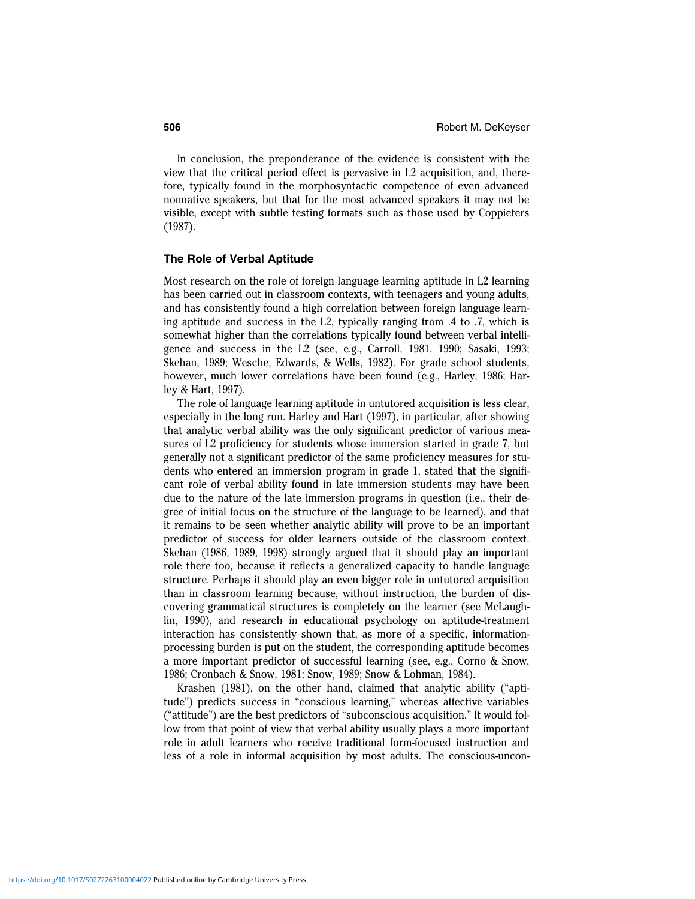In conclusion, the preponderance of the evidence is consistent with the view that the critical period effect is pervasive in L2 acquisition, and, therefore, typically found in the morphosyntactic competence of even advanced nonnative speakers, but that for the most advanced speakers it may not be visible, except with subtle testing formats such as those used by Coppieters (1987).

### The Role of Verbal Aptitude

Most research on the role of foreign language learning aptitude in L2 learning has been carried out in classroom contexts, with teenagers and young adults, and has consistently found a high correlation between foreign language learning aptitude and success in the L2, typically ranging from .4 to .7, which is somewhat higher than the correlations typically found between verbal intelligence and success in the L2 (see, e.g., Carroll, 1981, 1990; Sasaki, 1993; Skehan, 1989; Wesche, Edwards, & Wells, 1982). For grade school students, however, much lower correlations have been found (e.g., Harley, 1986; Harley & Hart, 1997).

The role of language learning aptitude in untutored acquisition is less clear, especially in the long run. Harley and Hart (1997), in particular, after showing that analytic verbal ability was the only significant predictor of various measures of L2 proficiency for students whose immersion started in grade 7, but generally not a significant predictor of the same proficiency measures for students who entered an immersion program in grade 1, stated that the significant role of verbal ability found in late immersion students may have been due to the nature of the late immersion programs in question (i.e., their degree of initial focus on the structure of the language to be learned), and that it remains to be seen whether analytic ability will prove to be an important predictor of success for older learners outside of the classroom context. Skehan (1986, 1989, 1998) strongly argued that it should play an important role there too, because it reflects a generalized capacity to handle language structure. Perhaps it should play an even bigger role in untutored acquisition than in classroom learning because, without instruction, the burden of discovering grammatical structures is completely on the learner (see McLaughlin, 1990), and research in educational psychology on aptitude-treatment interaction has consistently shown that, as more of a specific, information-processing burden is put on the student, the corresponding aptitude becomes a more important predictor of successful learning (see, e.g., Corno & Snow, 1986; Cronbach & Snow, 1981; Snow, 1989; Snow & Lohman, 1984).

Krashen (1981), on the other hand, claimed that analytic ability ("aptitude") predicts success in "conscious learning," whereas affective variables ("attitude") are the best predictors of "subconscious acquisition." It would follow from that point of view that verbal ability usually plays a more important role in adult learners who receive traditional form-focused instruction and less of a role in informal acquisition by most adults. The conscious-uncon-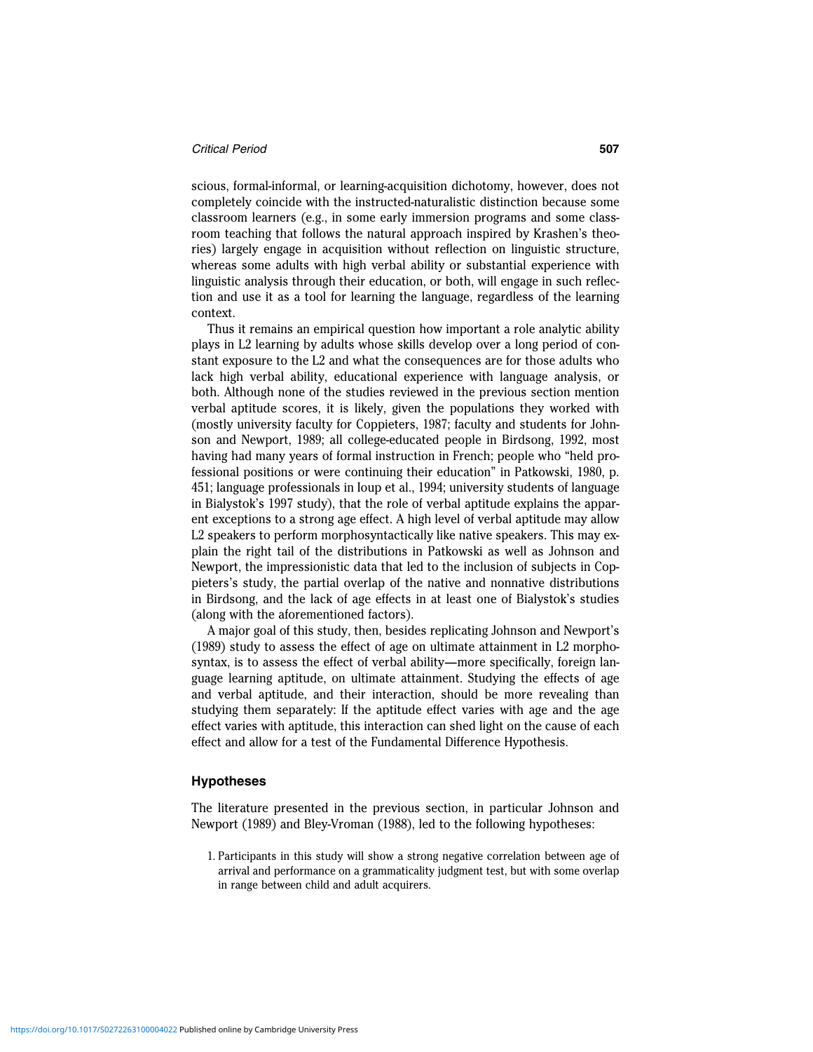scious, formal-informal, or learning-acquisition dichotomy, however, does not completely coincide with the instructed-naturalistic distinction because some classroom learners (e.g., in some early immersion programs and some classroom teaching that follows the natural approach inspired by Krashen's theories) largely engage in acquisition without reflection on linguistic structure, whereas some adults with high verbal ability or substantial experience with linguistic analysis through their education, or both, will engage in such reflection and use it as a tool for learning the language, regardless of the learning context.

Thus it remains an empirical question how important a role analytic ability plays in L2 learning by adults whose skills develop over a long period of constant exposure to the L2 and what the consequences are for those adults who lack high verbal ability, educational experience with language analysis, or both. Although none of the studies reviewed in the previous section mention verbal aptitude scores, it is likely, given the populations they worked with (mostly university faculty for Coppieters, 1987; faculty and students for Johnson and Newport, 1989; all college-educated people in Birdsong, 1992, most having had many years of formal instruction in French; people who "held professional positions or were continuing their education" in Patkowski, 1980, p. 451; language professionals in Ioup et al., 1994; university students of language in Bialystok's 1997 study), that the role of verbal aptitude explains the apparent exceptions to a strong age effect. A high level of verbal aptitude may allow L2 speakers to perform morphosyntactically like native speakers. This may explain the right tail of the distributions in Patkowski as well as Johnson and Newport, the impressionistic data that led to the inclusion of subjects in Coppieters's study, the partial overlap of the native and nonnative distributions in Birdsong, and the lack of age effects in at least one of Bialystok's studies (along with the aforementioned factors).

A major goal of this study, then, besides replicating Johnson and Newport's (1989) study to assess the effect of age on ultimate attainment in L2 morphosyntax, is to assess the effect of verbal ability—more specifically, foreign language learning aptitude, on ultimate attainment. Studying the effects of age and verbal aptitude, and their interaction, should be more revealing than studying them separately: If the aptitude effect varies with age and the age effect varies with aptitude, this interaction can shed light on the cause of each effect and allow for a test of the Fundamental Difference Hypothesis.

## Hypotheses

The literature presented in the previous section, in particular Johnson and Newport (1989) and Bley-Vroman (1988), led to the following hypotheses:

1. Participants in this study will show a strong negative correlation between age of arrival and performance on a grammaticality judgment test, but with some overlap in range between child and adult acquirers.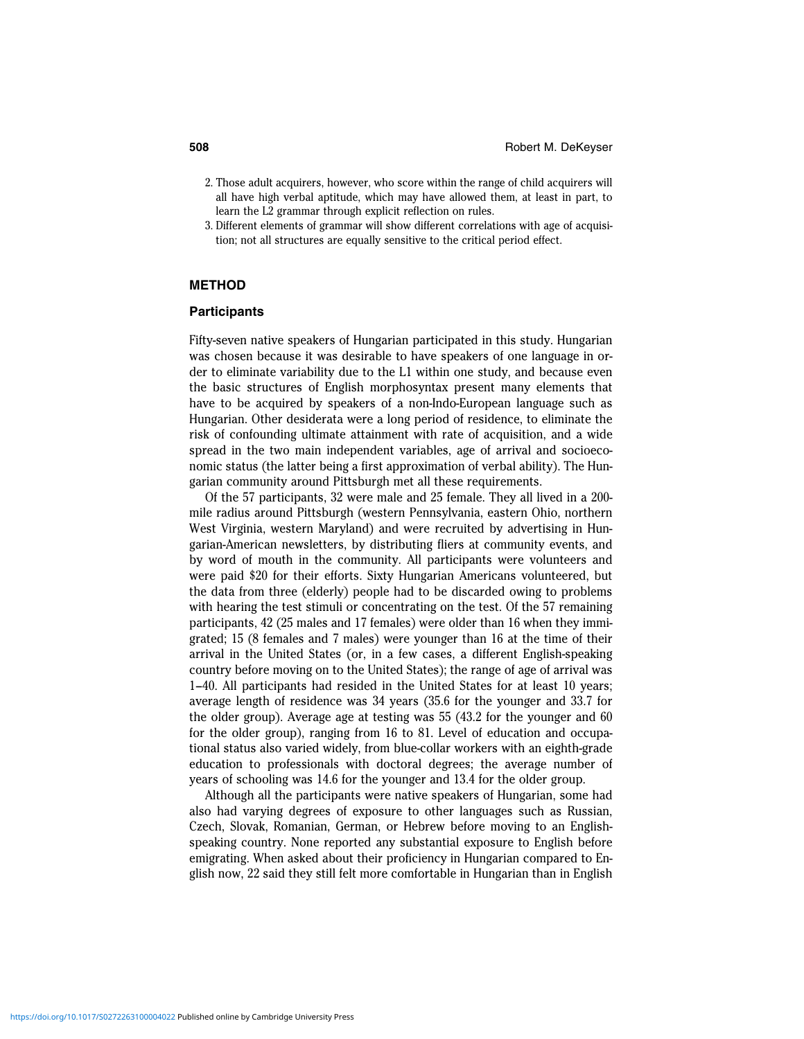2. Those adult acquirers, however, who score within the range of child acquirers will all have high verbal aptitude, which may have allowed them, at least in part, to learn the L2 grammar through explicit reflection on rules.
3. Different elements of grammar will show different correlations with age of acquisition; not all structures are equally sensitive to the critical period effect.

## METHOD

### Participants

Fifty-seven native speakers of Hungarian participated in this study. Hungarian was chosen because it was desirable to have speakers of one language in order to eliminate variability due to the L1 within one study, and because even the basic structures of English morphosyntax present many elements that have to be acquired by speakers of a non-Indo-European language such as Hungarian. Other desiderata were a long period of residence, to eliminate the risk of confounding ultimate attainment with rate of acquisition, and a wide spread in the two main independent variables, age of arrival and socioeconomic status (the latter being a first approximation of verbal ability). The Hungarian community around Pittsburgh met all these requirements.

Of the 57 participants, 32 were male and 25 female. They all lived in a 200-mile radius around Pittsburgh (western Pennsylvania, eastern Ohio, northern West Virginia, western Maryland) and were recruited by advertising in Hungarian-American newsletters, by distributing fliers at community events, and by word of mouth in the community. All participants were volunteers and were paid $20 for their efforts. Sixty Hungarian Americans volunteered, but the data from three (elderly) people had to be discarded owing to problems with hearing the test stimuli or concentrating on the test. Of the 57 remaining participants, 42 (25 males and 17 females) were older than 16 when they immigrated; 15 (8 females and 7 males) were younger than 16 at the time of their arrival in the United States (or, in a few cases, a different English-speaking country before moving on to the United States); the range of age of arrival was 1–40. All participants had resided in the United States for at least 10 years; average length of residence was 34 years (35.6 for the younger and 33.7 for the older group). Average age at testing was 55 (43.2 for the younger and 60 for the older group), ranging from 16 to 81. Level of education and occupational status also varied widely, from blue-collar workers with an eighth-grade education to professionals with doctoral degrees; the average number of years of schooling was 14.6 for the younger and 13.4 for the older group.

Although all the participants were native speakers of Hungarian, some had also had varying degrees of exposure to other languages such as Russian, Czech, Slovak, Romanian, German, or Hebrew before moving to an English-speaking country. None reported any substantial exposure to English before emigrating. When asked about their proficiency in Hungarian compared to English now, 22 said they still felt more comfortable in Hungarian than in English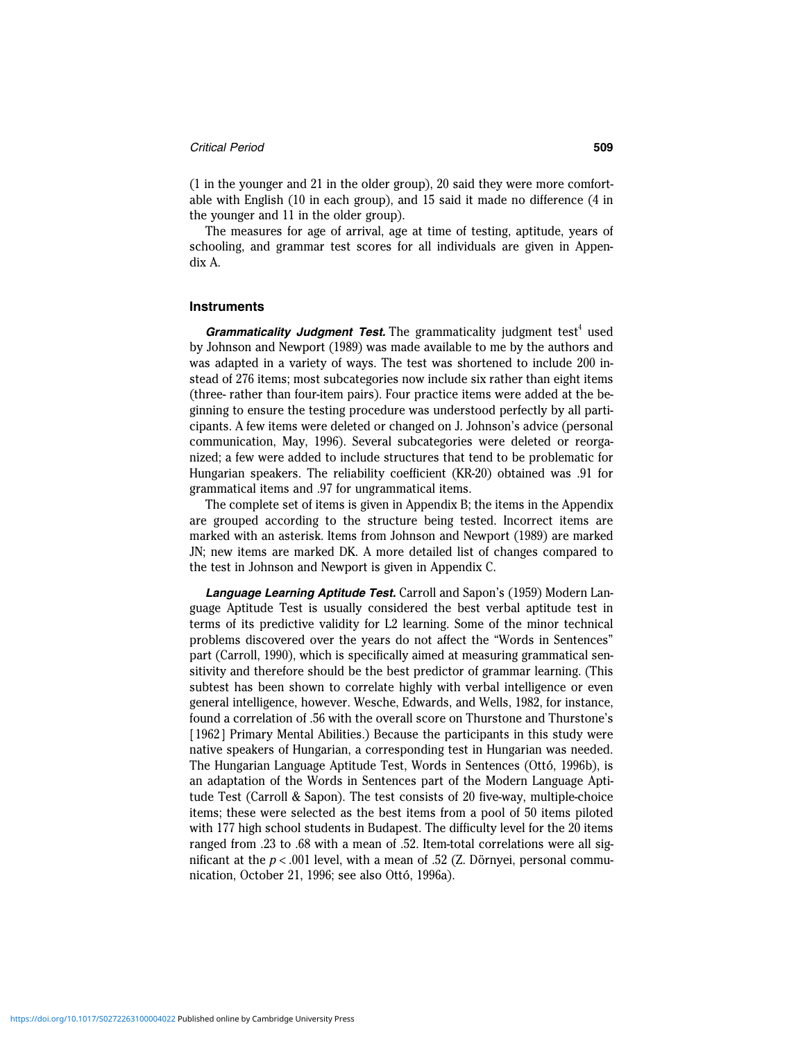(1 in the younger and 21 in the older group), 20 said they were more comfortable with English (10 in each group), and 15 said it made no difference (4 in the younger and 11 in the older group).

The measures for age of arrival, age at time of testing, aptitude, years of schooling, and grammar test scores for all individuals are given in Appendix A.

## Instruments

***Grammaticality Judgment Test.*** The grammaticality judgment test[4] used by Johnson and Newport (1989) was made available to me by the authors and was adapted in a variety of ways. The test was shortened to include 200 instead of 276 items; most subcategories now include six rather than eight items (three- rather than four-item pairs). Four practice items were added at the beginning to ensure the testing procedure was understood perfectly by all participants. A few items were deleted or changed on J. Johnson's advice (personal communication, May, 1996). Several subcategories were deleted or reorganized; a few were added to include structures that tend to be problematic for Hungarian speakers. The reliability coefficient (KR-20) obtained was .91 for grammatical items and .97 for ungrammatical items.

The complete set of items is given in Appendix B; the items in the Appendix are grouped according to the structure being tested. Incorrect items are marked with an asterisk. Items from Johnson and Newport (1989) are marked JN; new items are marked DK. A more detailed list of changes compared to the test in Johnson and Newport is given in Appendix C.

***Language Learning Aptitude Test.*** Carroll and Sapon's (1959) Modern Language Aptitude Test is usually considered the best verbal aptitude test in terms of its predictive validity for L2 learning. Some of the minor technical problems discovered over the years do not affect the "Words in Sentences" part (Carroll, 1990), which is specifically aimed at measuring grammatical sensitivity and therefore should be the best predictor of grammar learning. (This subtest has been shown to correlate highly with verbal intelligence or even general intelligence, however. Wesche, Edwards, and Wells, 1982, for instance, found a correlation of .56 with the overall score on Thurstone and Thurstone's [1962] Primary Mental Abilities.) Because the participants in this study were native speakers of Hungarian, a corresponding test in Hungarian was needed. The Hungarian Language Aptitude Test, Words in Sentences (Ottó, 1996b), is an adaptation of the Words in Sentences part of the Modern Language Aptitude Test (Carroll & Sapon). The test consists of 20 five-way, multiple-choice items; these were selected as the best items from a pool of 50 items piloted with 177 high school students in Budapest. The difficulty level for the 20 items ranged from .23 to .68 with a mean of .52. Item-total correlations were all significant at the $p < .001$ level, with a mean of .52 (Z. Dörnyei, personal communication, October 21, 1996; see also Ottó, 1996a).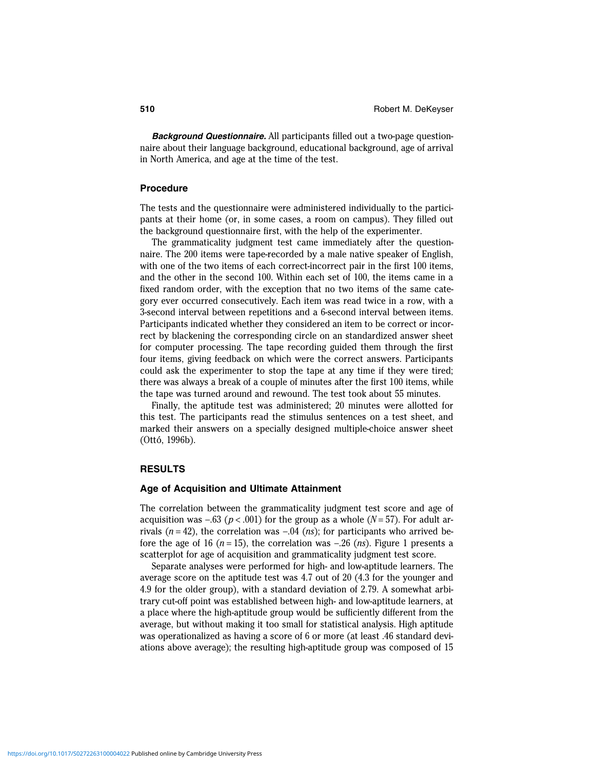***Background Questionnaire.*** All participants filled out a two-page questionnaire about their language background, educational background, age of arrival in North America, and age at the time of the test.

### Procedure

The tests and the questionnaire were administered individually to the participants at their home (or, in some cases, a room on campus). They filled out the background questionnaire first, with the help of the experimenter.

The grammaticality judgment test came immediately after the questionnaire. The 200 items were tape-recorded by a male native speaker of English, with one of the two items of each correct-incorrect pair in the first 100 items, and the other in the second 100. Within each set of 100, the items came in a fixed random order, with the exception that no two items of the same category ever occurred consecutively. Each item was read twice in a row, with a 3-second interval between repetitions and a 6-second interval between items. Participants indicated whether they considered an item to be correct or incorrect by blackening the corresponding circle on an standardized answer sheet for computer processing. The tape recording guided them through the first four items, giving feedback on which were the correct answers. Participants could ask the experimenter to stop the tape at any time if they were tired; there was always a break of a couple of minutes after the first 100 items, while the tape was turned around and rewound. The test took about 55 minutes.

Finally, the aptitude test was administered; 20 minutes were allotted for this test. The participants read the stimulus sentences on a test sheet, and marked their answers on a specially designed multiple-choice answer sheet (Ottó, 1996b).

## RESULTS

### Age of Acquisition and Ultimate Attainment

The correlation between the grammaticality judgment test score and age of acquisition was $-.63$ ($p < .001$) for the group as a whole ($N = 57$). For adult arrivals ($n = 42$), the correlation was $-.04$ (*ns*); for participants who arrived before the age of 16 ($n = 15$), the correlation was $-.26$ (*ns*). Figure 1 presents a scatterplot for age of acquisition and grammaticality judgment test score.

Separate analyses were performed for high- and low-aptitude learners. The average score on the aptitude test was 4.7 out of 20 (4.3 for the younger and 4.9 for the older group), with a standard deviation of 2.79. A somewhat arbitrary cut-off point was established between high- and low-aptitude learners, at a place where the high-aptitude group would be sufficiently different from the average, but without making it too small for statistical analysis. High aptitude was operationalized as having a score of 6 or more (at least .46 standard deviations above average); the resulting high-aptitude group was composed of 15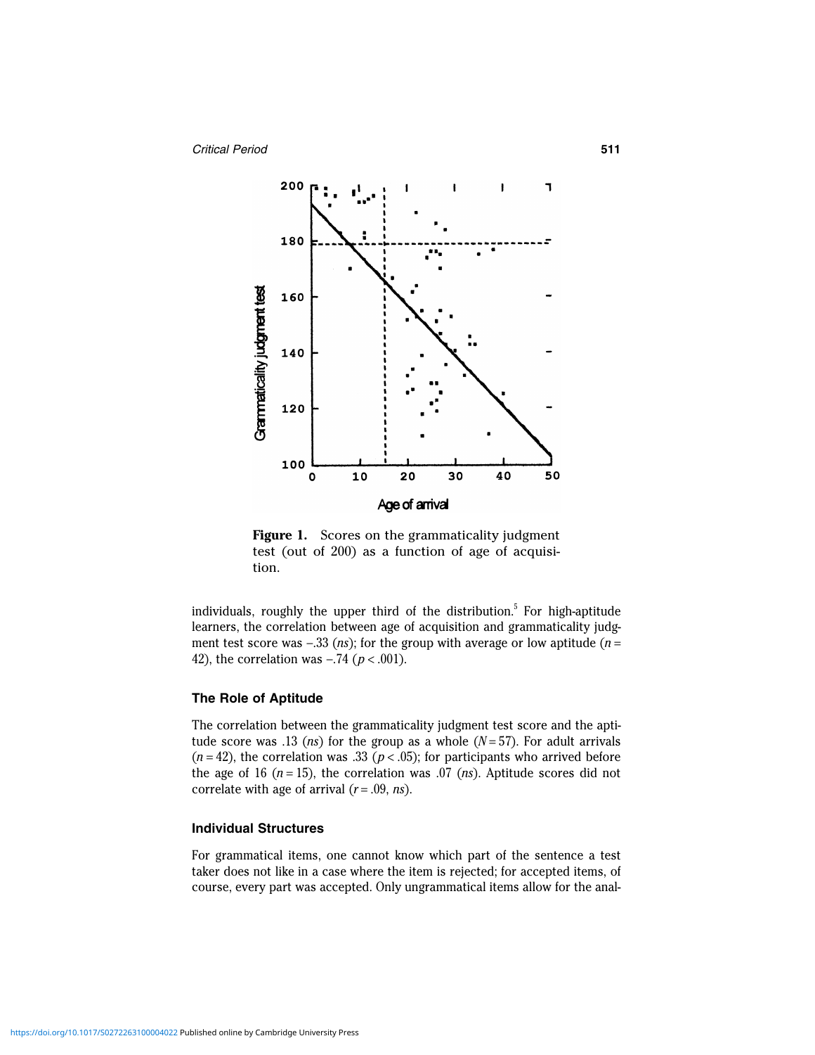**Figure 1.** Scores on the grammaticality judgment test (out of 200) as a function of age of acquisition.

individuals, roughly the upper third of the distribution.[5] For high-aptitude learners, the correlation between age of acquisition and grammaticality judgment test score was −.33 (*ns*); for the group with average or low aptitude ($n$ = 42), the correlation was −.74 ($p < .001$).

### The Role of Aptitude

The correlation between the grammaticality judgment test score and the aptitude score was .13 (*ns*) for the group as a whole ($N = 57$). For adult arrivals ($n = 42$), the correlation was .33 ($p < .05$); for participants who arrived before the age of 16 ($n = 15$), the correlation was .07 (*ns*). Aptitude scores did not correlate with age of arrival ($r = .09$, *ns*).

### Individual Structures

For grammatical items, one cannot know which part of the sentence a test taker does not like in a case where the item is rejected; for accepted items, of course, every part was accepted. Only ungrammatical items allow for the anal-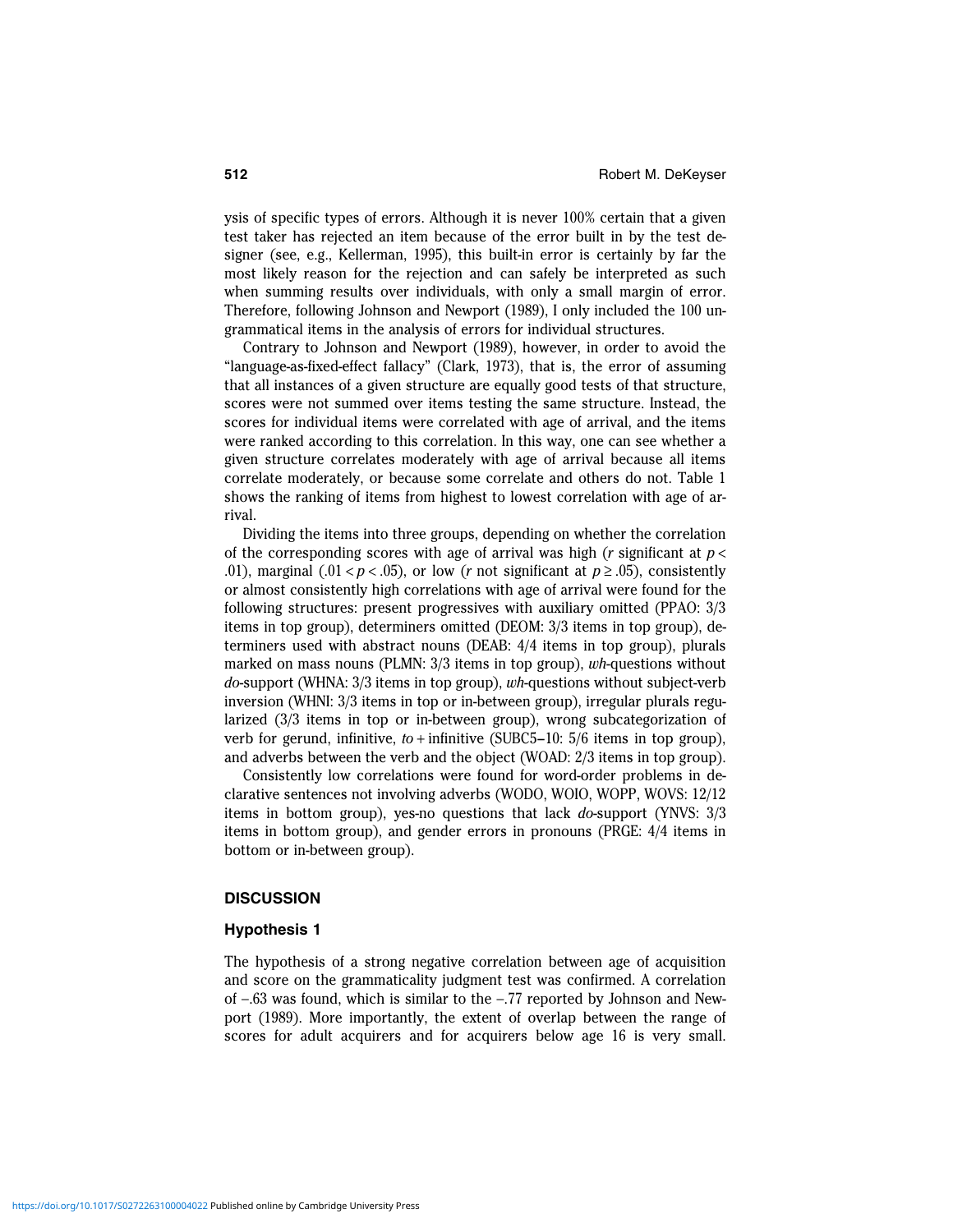ysis of specific types of errors. Although it is never 100% certain that a given test taker has rejected an item because of the error built in by the test designer (see, e.g., Kellerman, 1995), this built-in error is certainly by far the most likely reason for the rejection and can safely be interpreted as such when summing results over individuals, with only a small margin of error. Therefore, following Johnson and Newport (1989), I only included the 100 ungrammatical items in the analysis of errors for individual structures.

Contrary to Johnson and Newport (1989), however, in order to avoid the "language-as-fixed-effect fallacy" (Clark, 1973), that is, the error of assuming that all instances of a given structure are equally good tests of that structure, scores were not summed over items testing the same structure. Instead, the scores for individual items were correlated with age of arrival, and the items were ranked according to this correlation. In this way, one can see whether a given structure correlates moderately with age of arrival because all items correlate moderately, or because some correlate and others do not. Table 1 shows the ranking of items from highest to lowest correlation with age of arrival.

Dividing the items into three groups, depending on whether the correlation of the corresponding scores with age of arrival was high ($r$ significant at $p < .01$), marginal ($.01 < p < .05$), or low ($r$ not significant at $p \geq .05$), consistently or almost consistently high correlations with age of arrival were found for the following structures: present progressives with auxiliary omitted (PPAO: 3/3 items in top group), determiners omitted (DEOM: 3/3 items in top group), determiners used with abstract nouns (DEAB: 4/4 items in top group), plurals marked on mass nouns (PLMN: 3/3 items in top group), *wh*-questions without *do*-support (WHNA: 3/3 items in top group), *wh*-questions without subject-verb inversion (WHNI: 3/3 items in top or in-between group), irregular plurals regularized (3/3 items in top or in-between group), wrong subcategorization of verb for gerund, infinitive, *to* + infinitive (SUBC5–10: 5/6 items in top group), and adverbs between the verb and the object (WOAD: 2/3 items in top group).

Consistently low correlations were found for word-order problems in declarative sentences not involving adverbs (WODO, WOIO, WOPP, WOVS: 12/12 items in bottom group), yes-no questions that lack *do*-support (YNVS: 3/3 items in bottom group), and gender errors in pronouns (PRGE: 4/4 items in bottom or in-between group).

## DISCUSSION

### Hypothesis 1

The hypothesis of a strong negative correlation between age of acquisition and score on the grammaticality judgment test was confirmed. A correlation of −.63 was found, which is similar to the −.77 reported by Johnson and Newport (1989). More importantly, the extent of overlap between the range of scores for adult acquirers and for acquirers below age 16 is very small.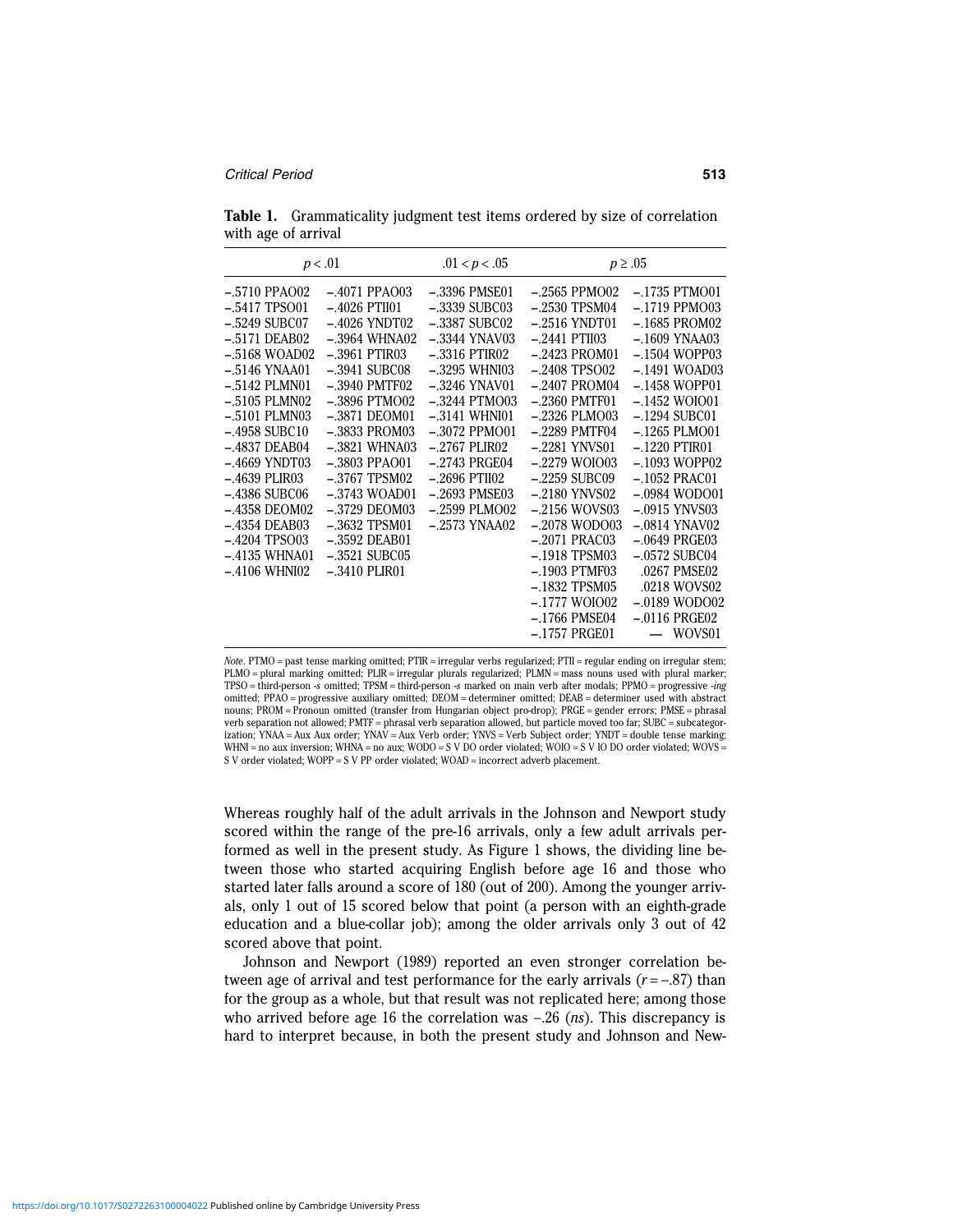**Table 1.** Grammaticality judgment test items ordered by size of correlation with age of arrival

| $p < .01$ | | $.01 < p < .05$ | $p \geq .05$ | |
|---|---|---|---|---|
| –.5710 PPAO02 | –.4071 PPAO03 | –.3396 PMSE01 | –.2565 PPMO02 | –.1735 PTMO01 |
| –.5417 TPSO01 | –.4026 PTII01 | –.3339 SUBC03 | –.2530 TPSM04 | –.1719 PPMO03 |
| –.5249 SUBC07 | –.4026 YNDT02 | –.3387 SUBC02 | –.2516 YNDT01 | –.1685 PROM02 |
| –.5171 DEAB02 | –.3964 WHNA02 | –.3344 YNAV03 | –.2441 PTII03 | –.1609 YNAA03 |
| –.5168 WOAD02 | –.3961 PTIR03 | –.3316 PTIR02 | –.2423 PROM01 | –.1504 WOPP03 |
| –.5146 YNAA01 | –.3941 SUBC08 | –.3295 WHNI03 | –.2408 TPSO02 | –.1491 WOAD03 |
| –.5142 PLMN01 | –.3940 PMTF02 | –.3246 YNAV01 | –.2407 PROM04 | –.1458 WOPP01 |
| –.5105 PLMN02 | –.3896 PTMO02 | –.3244 PTMO03 | –.2360 PMTF01 | –.1452 WOIO01 |
| –.5101 PLMN03 | –.3871 DEOM01 | –.3141 WHNI01 | –.2326 PLMO03 | –.1294 SUBC01 |
| –.4958 SUBC10 | –.3833 PROM03 | –.3072 PPMO01 | –.2289 PMTF04 | –.1265 PLMO01 |
| –.4837 DEAB04 | –.3821 WHNA03 | –.2767 PLIR02 | –.2281 YNVS01 | –.1220 PTIR01 |
| –.4669 YNDT03 | –.3803 PPAO01 | –.2743 PRGE04 | –.2279 WOIO03 | –.1093 WOPP02 |
| –.4639 PLIR03 | –.3767 TPSM02 | –.2696 PTII02 | –.2259 SUBC09 | –.1052 PRAC01 |
| –.4386 SUBC06 | –.3743 WOAD01 | –.2693 PMSE03 | –.2180 YNVS02 | –.0984 WODO01 |
| –.4358 DEOM02 | –.3729 DEOM03 | –.2599 PLMO02 | –.2156 WOVS03 | –.0915 YNVS03 |
| –.4354 DEAB03 | –.3632 TPSM01 | –.2573 YNAA02 | –.2078 WODO03 | –.0814 YNAV02 |
| –.4204 TPSO03 | –.3592 DEAB01 | | –.2071 PRAC03 | –.0649 PRGE03 |
| –.4135 WHNA01 | –.3521 SUBC05 | | –.1918 TPSM03 | –.0572 SUBC04 |
| –.4106 WHNI02 | –.3410 PLIR01 | | –.1903 PTMF03 | .0267 PMSE02 |
| | | | –.1832 TPSM05 | .0218 WOVS02 |
| | | | –.1777 WOIO02 | –.0189 WODO02 |
| | | | –.1766 PMSE04 | –.0116 PRGE02 |
| | | | –.1757 PRGE01 | — WOVS01 |

*Note*. PTMO = past tense marking omitted; PTIR = irregular verbs regularized; PTII = regular ending on irregular stem; PLMO = plural marking omitted; PLIR = irregular plurals regularized; PLMN = mass nouns used with plural marker; TPSO = third-person *-s* omitted; TPSM = third-person *-s* marked on main verb after modals; PPMO = progressive *-ing* omitted; PPAO = progressive auxiliary omitted; DEOM = determiner omitted; DEAB = determiner used with abstract nouns; PROM = Pronoun omitted (transfer from Hungarian object pro-drop); PRGE = gender errors; PMSE = phrasal verb separation not allowed; PMTF = phrasal verb separation allowed, but particle moved too far; SUBC = subcategorization; YNAA = Aux Aux order; YNAV = Aux Verb order; YNVS = Verb Subject order; YNDT = double tense marking; WHNI = no aux inversion; WHNA = no aux; WODO = S V DO order violated; WOIO = S V IO DO order violated; WOVS = S V order violated; WOPP = S V PP order violated; WOAD = incorrect adverb placement.

Whereas roughly half of the adult arrivals in the Johnson and Newport study scored within the range of the pre-16 arrivals, only a few adult arrivals performed as well in the present study. As Figure 1 shows, the dividing line between those who started acquiring English before age 16 and those who started later falls around a score of 180 (out of 200). Among the younger arrivals, only 1 out of 15 scored below that point (a person with an eighth-grade education and a blue-collar job); among the older arrivals only 3 out of 42 scored above that point.

Johnson and Newport (1989) reported an even stronger correlation between age of arrival and test performance for the early arrivals ($r = -.87$) than for the group as a whole, but that result was not replicated here; among those who arrived before age 16 the correlation was –.26 (*ns*). This discrepancy is hard to interpret because, in both the present study and Johnson and New-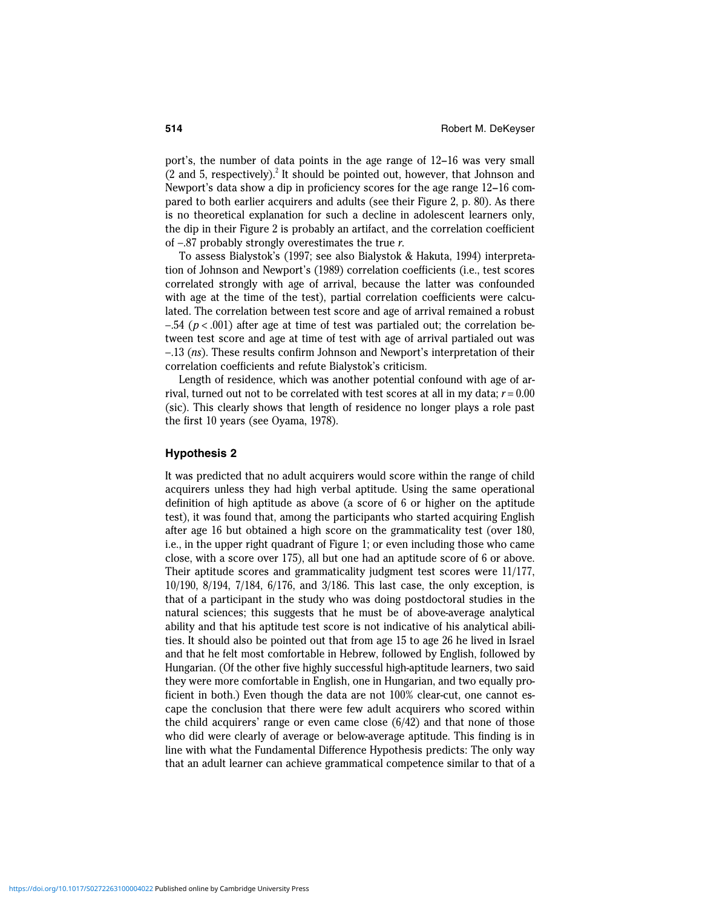port's, the number of data points in the age range of 12–16 was very small (2 and 5, respectively).[2] It should be pointed out, however, that Johnson and Newport's data show a dip in proficiency scores for the age range 12–16 compared to both earlier acquirers and adults (see their Figure 2, p. 80). As there is no theoretical explanation for such a decline in adolescent learners only, the dip in their Figure 2 is probably an artifact, and the correlation coefficient of –.87 probably strongly overestimates the true *r*.

To assess Bialystok's (1997; see also Bialystok & Hakuta, 1994) interpretation of Johnson and Newport's (1989) correlation coefficients (i.e., test scores correlated strongly with age of arrival, because the latter was confounded with age at the time of the test), partial correlation coefficients were calculated. The correlation between test score and age of arrival remained a robust –.54 ($p < .001$) after age at time of test was partialed out; the correlation between test score and age at time of test with age of arrival partialed out was –.13 (*ns*). These results confirm Johnson and Newport's interpretation of their correlation coefficients and refute Bialystok's criticism.

Length of residence, which was another potential confound with age of arrival, turned out not to be correlated with test scores at all in my data; $r = 0.00$ (sic). This clearly shows that length of residence no longer plays a role past the first 10 years (see Oyama, 1978).

### Hypothesis 2

It was predicted that no adult acquirers would score within the range of child acquirers unless they had high verbal aptitude. Using the same operational definition of high aptitude as above (a score of 6 or higher on the aptitude test), it was found that, among the participants who started acquiring English after age 16 but obtained a high score on the grammaticality test (over 180, i.e., in the upper right quadrant of Figure 1; or even including those who came close, with a score over 175), all but one had an aptitude score of 6 or above. Their aptitude scores and grammaticality judgment test scores were 11/177, 10/190, 8/194, 7/184, 6/176, and 3/186. This last case, the only exception, is that of a participant in the study who was doing postdoctoral studies in the natural sciences; this suggests that he must be of above-average analytical ability and that his aptitude test score is not indicative of his analytical abilities. It should also be pointed out that from age 15 to age 26 he lived in Israel and that he felt most comfortable in Hebrew, followed by English, followed by Hungarian. (Of the other five highly successful high-aptitude learners, two said they were more comfortable in English, one in Hungarian, and two equally proficient in both.) Even though the data are not 100% clear-cut, one cannot escape the conclusion that there were few adult acquirers who scored within the child acquirers' range or even came close (6/42) and that none of those who did were clearly of average or below-average aptitude. This finding is in line with what the Fundamental Difference Hypothesis predicts: The only way that an adult learner can achieve grammatical competence similar to that of a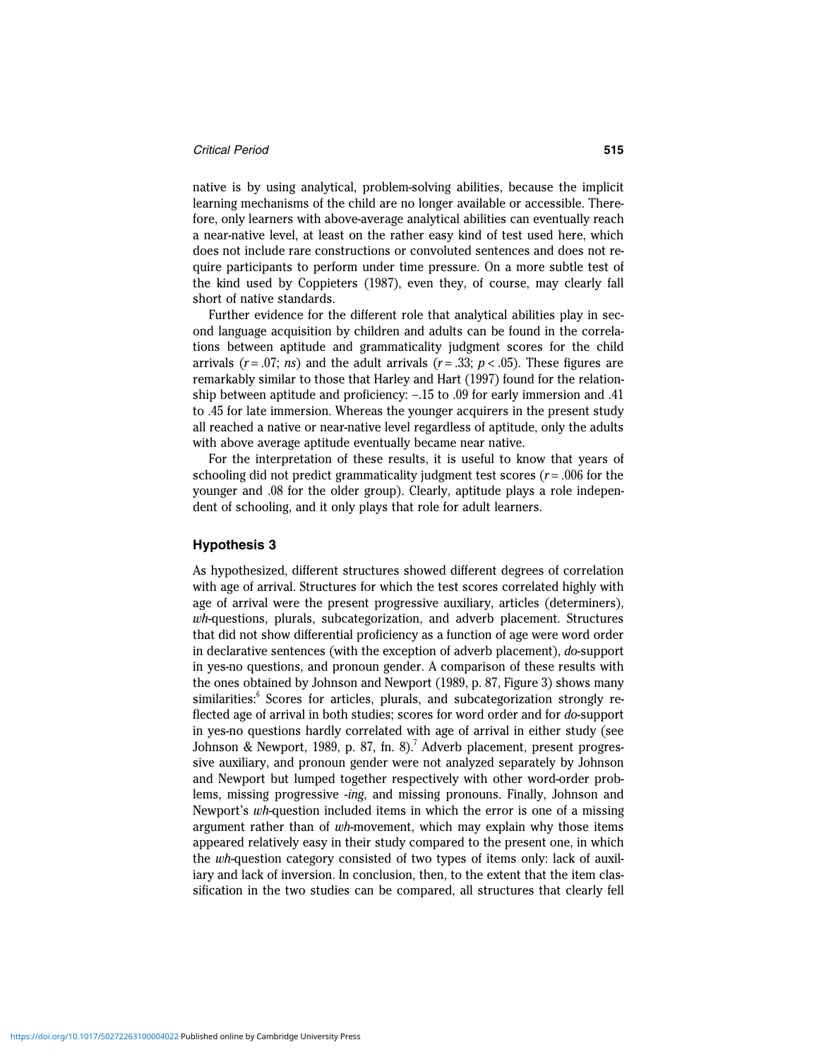native is by using analytical, problem-solving abilities, because the implicit learning mechanisms of the child are no longer available or accessible. Therefore, only learners with above-average analytical abilities can eventually reach a near-native level, at least on the rather easy kind of test used here, which does not include rare constructions or convoluted sentences and does not require participants to perform under time pressure. On a more subtle test of the kind used by Coppieters (1987), even they, of course, may clearly fall short of native standards.

Further evidence for the different role that analytical abilities play in second language acquisition by children and adults can be found in the correlations between aptitude and grammaticality judgment scores for the child arrivals ($r = .07$; *ns*) and the adult arrivals ($r = .33$; $p < .05$). These figures are remarkably similar to those that Harley and Hart (1997) found for the relationship between aptitude and proficiency: $-.15$ to $.09$ for early immersion and $.41$ to $.45$ for late immersion. Whereas the younger acquirers in the present study all reached a native or near-native level regardless of aptitude, only the adults with above average aptitude eventually became near native.

For the interpretation of these results, it is useful to know that years of schooling did not predict grammaticality judgment test scores ($r = .006$ for the younger and $.08$ for the older group). Clearly, aptitude plays a role independent of schooling, and it only plays that role for adult learners.

### Hypothesis 3

As hypothesized, different structures showed different degrees of correlation with age of arrival. Structures for which the test scores correlated highly with age of arrival were the present progressive auxiliary, articles (determiners), *wh*-questions, plurals, subcategorization, and adverb placement. Structures that did not show differential proficiency as a function of age were word order in declarative sentences (with the exception of adverb placement), *do*-support in yes-no questions, and pronoun gender. A comparison of these results with the ones obtained by Johnson and Newport (1989, p. 87, Figure 3) shows many similarities:[6] Scores for articles, plurals, and subcategorization strongly reflected age of arrival in both studies; scores for word order and for *do*-support in yes-no questions hardly correlated with age of arrival in either study (see Johnson & Newport, 1989, p. 87, fn. 8).[7] Adverb placement, present progressive auxiliary, and pronoun gender were not analyzed separately by Johnson and Newport but lumped together respectively with other word-order problems, missing progressive *-ing*, and missing pronouns. Finally, Johnson and Newport's *wh*-question included items in which the error is one of a missing argument rather than of *wh*-movement, which may explain why those items appeared relatively easy in their study compared to the present one, in which the *wh*-question category consisted of two types of items only: lack of auxiliary and lack of inversion. In conclusion, then, to the extent that the item classification in the two studies can be compared, all structures that clearly fell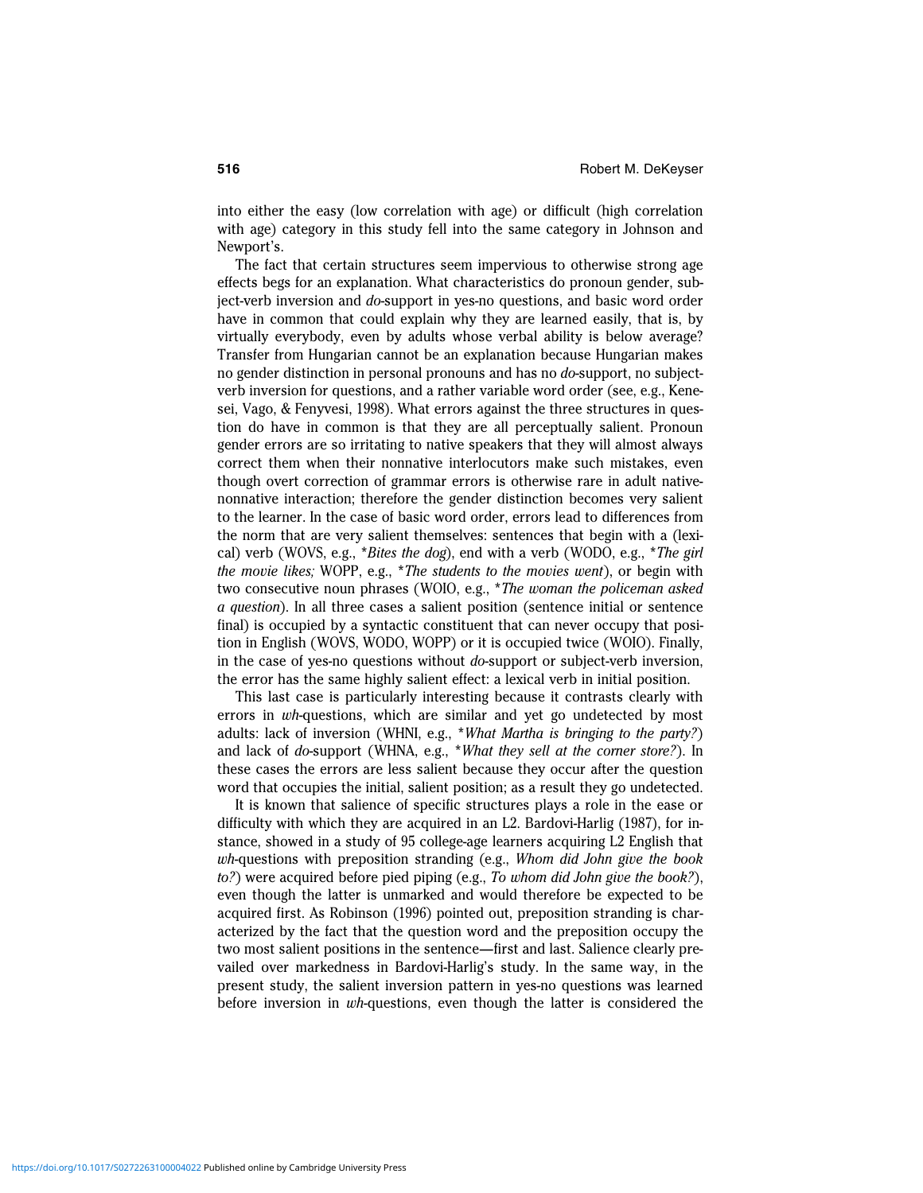into either the easy (low correlation with age) or difficult (high correlation with age) category in this study fell into the same category in Johnson and Newport's.

The fact that certain structures seem impervious to otherwise strong age effects begs for an explanation. What characteristics do pronoun gender, subject-verb inversion and *do*-support in yes-no questions, and basic word order have in common that could explain why they are learned easily, that is, by virtually everybody, even by adults whose verbal ability is below average? Transfer from Hungarian cannot be an explanation because Hungarian makes no gender distinction in personal pronouns and has no *do*-support, no subject-verb inversion for questions, and a rather variable word order (see, e.g., Kenesei, Vago, & Fenyvesi, 1998). What errors against the three structures in question do have in common is that they are all perceptually salient. Pronoun gender errors are so irritating to native speakers that they will almost always correct them when their nonnative interlocutors make such mistakes, even though overt correction of grammar errors is otherwise rare in adult native-nonnative interaction; therefore the gender distinction becomes very salient to the learner. In the case of basic word order, errors lead to differences from the norm that are very salient themselves: sentences that begin with a (lexical) verb (WOVS, e.g., \**Bites the dog*), end with a verb (WODO, e.g., \**The girl the movie likes;* WOPP, e.g., \**The students to the movies went*), or begin with two consecutive noun phrases (WOIO, e.g., \**The woman the policeman asked a question*). In all three cases a salient position (sentence initial or sentence final) is occupied by a syntactic constituent that can never occupy that position in English (WOVS, WODO, WOPP) or it is occupied twice (WOIO). Finally, in the case of yes-no questions without *do*-support or subject-verb inversion, the error has the same highly salient effect: a lexical verb in initial position.

This last case is particularly interesting because it contrasts clearly with errors in *wh*-questions, which are similar and yet go undetected by most adults: lack of inversion (WHNI, e.g., \**What Martha is bringing to the party?*) and lack of *do*-support (WHNA, e.g., \**What they sell at the corner store?*). In these cases the errors are less salient because they occur after the question word that occupies the initial, salient position; as a result they go undetected.

It is known that salience of specific structures plays a role in the ease or difficulty with which they are acquired in an L2. Bardovi-Harlig (1987), for instance, showed in a study of 95 college-age learners acquiring L2 English that *wh*-questions with preposition stranding (e.g., *Whom did John give the book to?*) were acquired before pied piping (e.g., *To whom did John give the book?*), even though the latter is unmarked and would therefore be expected to be acquired first. As Robinson (1996) pointed out, preposition stranding is characterized by the fact that the question word and the preposition occupy the two most salient positions in the sentence—first and last. Salience clearly prevailed over markedness in Bardovi-Harlig's study. In the same way, in the present study, the salient inversion pattern in yes-no questions was learned before inversion in *wh*-questions, even though the latter is considered the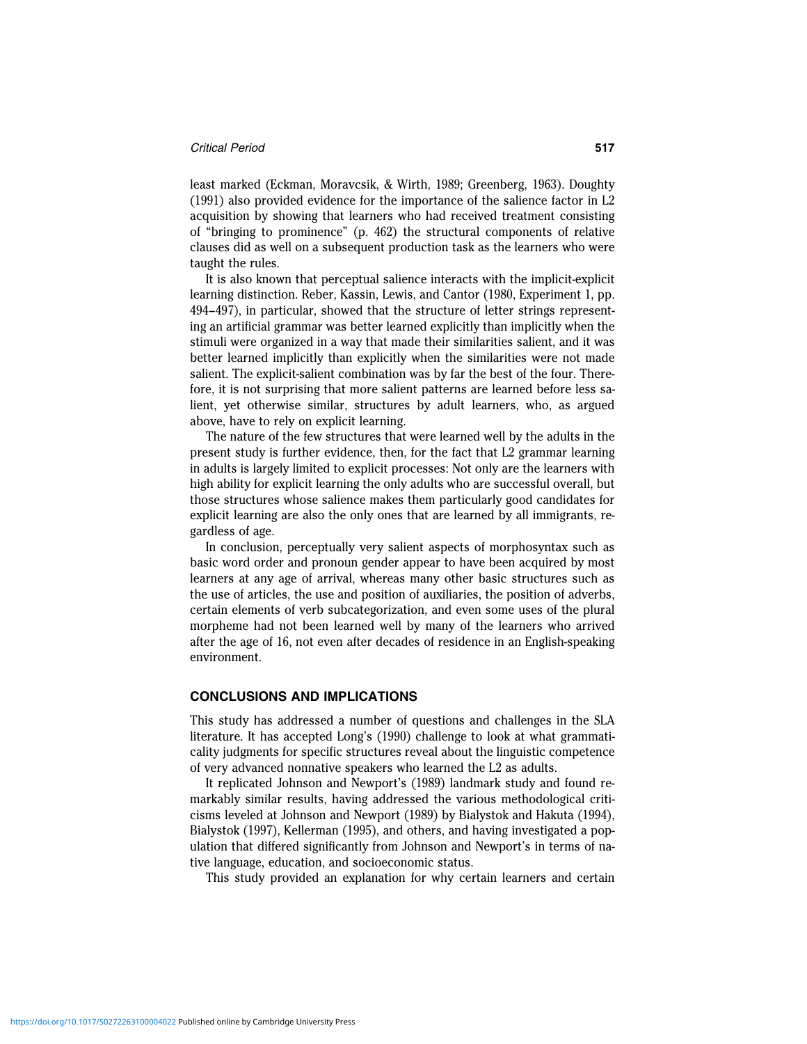least marked (Eckman, Moravcsik, & Wirth, 1989; Greenberg, 1963). Doughty (1991) also provided evidence for the importance of the salience factor in L2 acquisition by showing that learners who had received treatment consisting of "bringing to prominence" (p. 462) the structural components of relative clauses did as well on a subsequent production task as the learners who were taught the rules.

It is also known that perceptual salience interacts with the implicit-explicit learning distinction. Reber, Kassin, Lewis, and Cantor (1980, Experiment 1, pp. 494–497), in particular, showed that the structure of letter strings representing an artificial grammar was better learned explicitly than implicitly when the stimuli were organized in a way that made their similarities salient, and it was better learned implicitly than explicitly when the similarities were not made salient. The explicit-salient combination was by far the best of the four. Therefore, it is not surprising that more salient patterns are learned before less salient, yet otherwise similar, structures by adult learners, who, as argued above, have to rely on explicit learning.

The nature of the few structures that were learned well by the adults in the present study is further evidence, then, for the fact that L2 grammar learning in adults is largely limited to explicit processes: Not only are the learners with high ability for explicit learning the only adults who are successful overall, but those structures whose salience makes them particularly good candidates for explicit learning are also the only ones that are learned by all immigrants, regardless of age.

In conclusion, perceptually very salient aspects of morphosyntax such as basic word order and pronoun gender appear to have been acquired by most learners at any age of arrival, whereas many other basic structures such as the use of articles, the use and position of auxiliaries, the position of adverbs, certain elements of verb subcategorization, and even some uses of the plural morpheme had not been learned well by many of the learners who arrived after the age of 16, not even after decades of residence in an English-speaking environment.

## CONCLUSIONS AND IMPLICATIONS

This study has addressed a number of questions and challenges in the SLA literature. It has accepted Long's (1990) challenge to look at what grammaticality judgments for specific structures reveal about the linguistic competence of very advanced nonnative speakers who learned the L2 as adults.

It replicated Johnson and Newport's (1989) landmark study and found remarkably similar results, having addressed the various methodological criticisms leveled at Johnson and Newport (1989) by Bialystok and Hakuta (1994), Bialystok (1997), Kellerman (1995), and others, and having investigated a population that differed significantly from Johnson and Newport's in terms of native language, education, and socioeconomic status.

This study provided an explanation for why certain learners and certain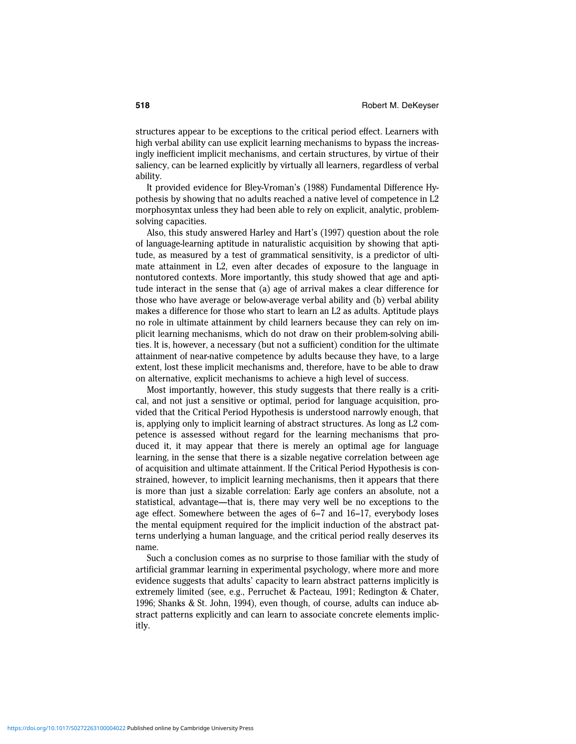structures appear to be exceptions to the critical period effect. Learners with high verbal ability can use explicit learning mechanisms to bypass the increasingly inefficient implicit mechanisms, and certain structures, by virtue of their saliency, can be learned explicitly by virtually all learners, regardless of verbal ability.

It provided evidence for Bley-Vroman's (1988) Fundamental Difference Hypothesis by showing that no adults reached a native level of competence in L2 morphosyntax unless they had been able to rely on explicit, analytic, problem-solving capacities.

Also, this study answered Harley and Hart's (1997) question about the role of language-learning aptitude in naturalistic acquisition by showing that aptitude, as measured by a test of grammatical sensitivity, is a predictor of ultimate attainment in L2, even after decades of exposure to the language in nontutored contexts. More importantly, this study showed that age and aptitude interact in the sense that (a) age of arrival makes a clear difference for those who have average or below-average verbal ability and (b) verbal ability makes a difference for those who start to learn an L2 as adults. Aptitude plays no role in ultimate attainment by child learners because they can rely on implicit learning mechanisms, which do not draw on their problem-solving abilities. It is, however, a necessary (but not a sufficient) condition for the ultimate attainment of near-native competence by adults because they have, to a large extent, lost these implicit mechanisms and, therefore, have to be able to draw on alternative, explicit mechanisms to achieve a high level of success.

Most importantly, however, this study suggests that there really is a critical, and not just a sensitive or optimal, period for language acquisition, provided that the Critical Period Hypothesis is understood narrowly enough, that is, applying only to implicit learning of abstract structures. As long as L2 competence is assessed without regard for the learning mechanisms that produced it, it may appear that there is merely an optimal age for language learning, in the sense that there is a sizable negative correlation between age of acquisition and ultimate attainment. If the Critical Period Hypothesis is constrained, however, to implicit learning mechanisms, then it appears that there is more than just a sizable correlation: Early age confers an absolute, not a statistical, advantage—that is, there may very well be no exceptions to the age effect. Somewhere between the ages of 6–7 and 16–17, everybody loses the mental equipment required for the implicit induction of the abstract patterns underlying a human language, and the critical period really deserves its name.

Such a conclusion comes as no surprise to those familiar with the study of artificial grammar learning in experimental psychology, where more and more evidence suggests that adults' capacity to learn abstract patterns implicitly is extremely limited (see, e.g., Perruchet & Pacteau, 1991; Redington & Chater, 1996; Shanks & St. John, 1994), even though, of course, adults can induce abstract patterns explicitly and can learn to associate concrete elements implicitly.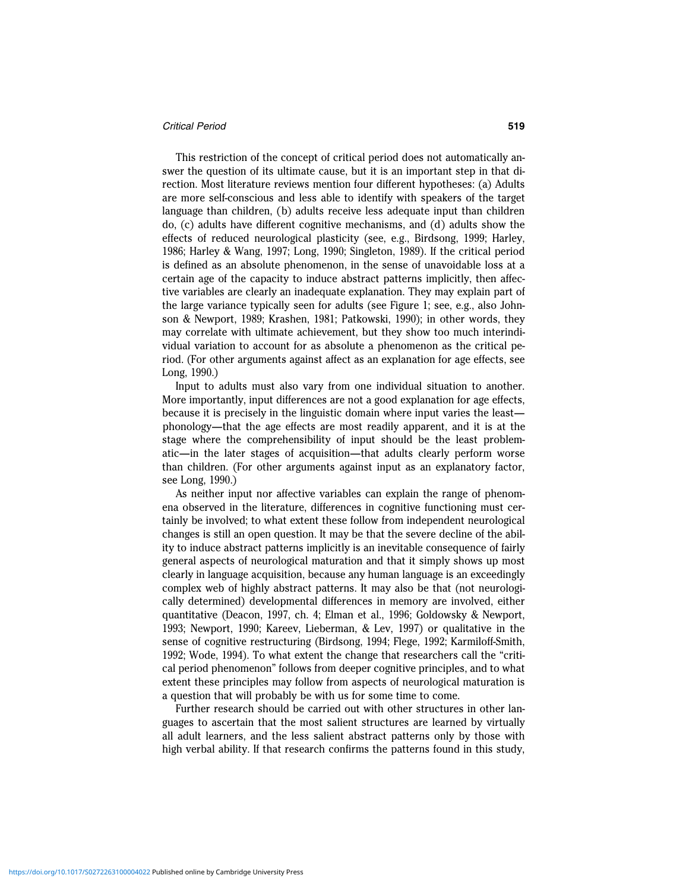This restriction of the concept of critical period does not automatically answer the question of its ultimate cause, but it is an important step in that direction. Most literature reviews mention four different hypotheses: (a) Adults are more self-conscious and less able to identify with speakers of the target language than children, (b) adults receive less adequate input than children do, (c) adults have different cognitive mechanisms, and (d) adults show the effects of reduced neurological plasticity (see, e.g., Birdsong, 1999; Harley, 1986; Harley & Wang, 1997; Long, 1990; Singleton, 1989). If the critical period is defined as an absolute phenomenon, in the sense of unavoidable loss at a certain age of the capacity to induce abstract patterns implicitly, then affective variables are clearly an inadequate explanation. They may explain part of the large variance typically seen for adults (see Figure 1; see, e.g., also Johnson & Newport, 1989; Krashen, 1981; Patkowski, 1990); in other words, they may correlate with ultimate achievement, but they show too much interindividual variation to account for as absolute a phenomenon as the critical period. (For other arguments against affect as an explanation for age effects, see Long, 1990.)

Input to adults must also vary from one individual situation to another. More importantly, input differences are not a good explanation for age effects, because it is precisely in the linguistic domain where input varies the least—phonology—that the age effects are most readily apparent, and it is at the stage where the comprehensibility of input should be the least problematic—in the later stages of acquisition—that adults clearly perform worse than children. (For other arguments against input as an explanatory factor, see Long, 1990.)

As neither input nor affective variables can explain the range of phenomena observed in the literature, differences in cognitive functioning must certainly be involved; to what extent these follow from independent neurological changes is still an open question. It may be that the severe decline of the ability to induce abstract patterns implicitly is an inevitable consequence of fairly general aspects of neurological maturation and that it simply shows up most clearly in language acquisition, because any human language is an exceedingly complex web of highly abstract patterns. It may also be that (not neurologically determined) developmental differences in memory are involved, either quantitative (Deacon, 1997, ch. 4; Elman et al., 1996; Goldowsky & Newport, 1993; Newport, 1990; Kareev, Lieberman, & Lev, 1997) or qualitative in the sense of cognitive restructuring (Birdsong, 1994; Flege, 1992; Karmiloff-Smith, 1992; Wode, 1994). To what extent the change that researchers call the "critical period phenomenon" follows from deeper cognitive principles, and to what extent these principles may follow from aspects of neurological maturation is a question that will probably be with us for some time to come.

Further research should be carried out with other structures in other languages to ascertain that the most salient structures are learned by virtually all adult learners, and the less salient abstract patterns only by those with high verbal ability. If that research confirms the patterns found in this study,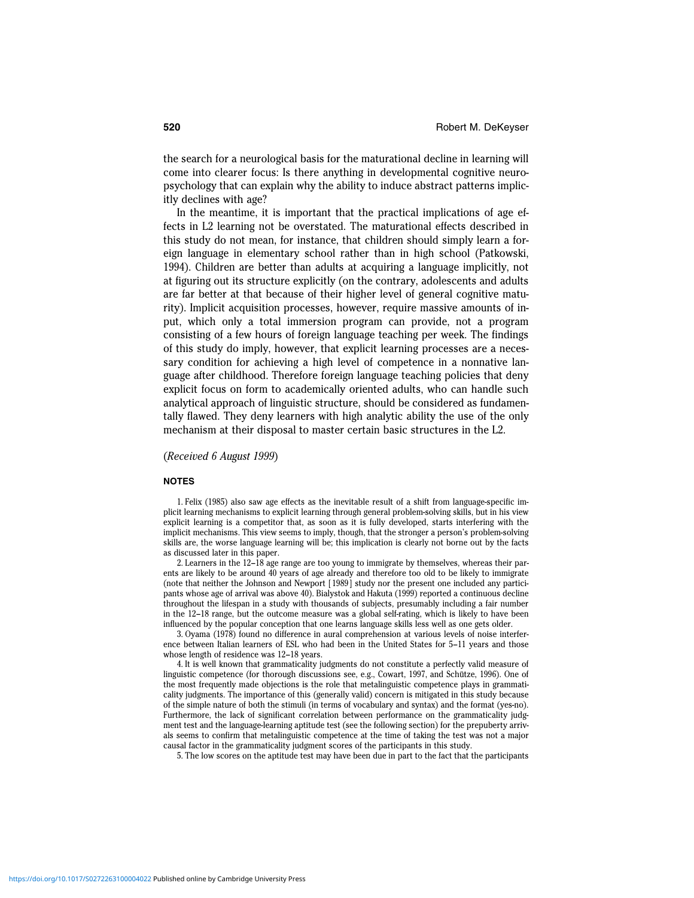the search for a neurological basis for the maturational decline in learning will come into clearer focus: Is there anything in developmental cognitive neuropsychology that can explain why the ability to induce abstract patterns implicitly declines with age?

In the meantime, it is important that the practical implications of age effects in L2 learning not be overstated. The maturational effects described in this study do not mean, for instance, that children should simply learn a foreign language in elementary school rather than in high school (Patkowski, 1994). Children are better than adults at acquiring a language implicitly, not at figuring out its structure explicitly (on the contrary, adolescents and adults are far better at that because of their higher level of general cognitive maturity). Implicit acquisition processes, however, require massive amounts of input, which only a total immersion program can provide, not a program consisting of a few hours of foreign language teaching per week. The findings of this study do imply, however, that explicit learning processes are a necessary condition for achieving a high level of competence in a nonnative language after childhood. Therefore foreign language teaching policies that deny explicit focus on form to academically oriented adults, who can handle such analytical approach of linguistic structure, should be considered as fundamentally flawed. They deny learners with high analytic ability the use of the only mechanism at their disposal to master certain basic structures in the L2.

(*Received 6 August 1999*)

## NOTES

1. Felix (1985) also saw age effects as the inevitable result of a shift from language-specific implicit learning mechanisms to explicit learning through general problem-solving skills, but in his view explicit learning is a competitor that, as soon as it is fully developed, starts interfering with the implicit mechanisms. This view seems to imply, though, that the stronger a person's problem-solving skills are, the worse language learning will be; this implication is clearly not borne out by the facts as discussed later in this paper.

2. Learners in the 12–18 age range are too young to immigrate by themselves, whereas their parents are likely to be around 40 years of age already and therefore too old to be likely to immigrate (note that neither the Johnson and Newport [1989] study nor the present one included any participants whose age of arrival was above 40). Bialystok and Hakuta (1999) reported a continuous decline throughout the lifespan in a study with thousands of subjects, presumably including a fair number in the 12–18 range, but the outcome measure was a global self-rating, which is likely to have been influenced by the popular conception that one learns language skills less well as one gets older.

3. Oyama (1978) found no difference in aural comprehension at various levels of noise interference between Italian learners of ESL who had been in the United States for 5–11 years and those whose length of residence was 12–18 years.

4. It is well known that grammaticality judgments do not constitute a perfectly valid measure of linguistic competence (for thorough discussions see, e.g., Cowart, 1997, and Schütze, 1996). One of the most frequently made objections is the role that metalinguistic competence plays in grammaticality judgments. The importance of this (generally valid) concern is mitigated in this study because of the simple nature of both the stimuli (in terms of vocabulary and syntax) and the format (yes-no). Furthermore, the lack of significant correlation between performance on the grammaticality judgment test and the language-learning aptitude test (see the following section) for the prepuberty arrivals seems to confirm that metalinguistic competence at the time of taking the test was not a major causal factor in the grammaticality judgment scores of the participants in this study.

5. The low scores on the aptitude test may have been due in part to the fact that the participants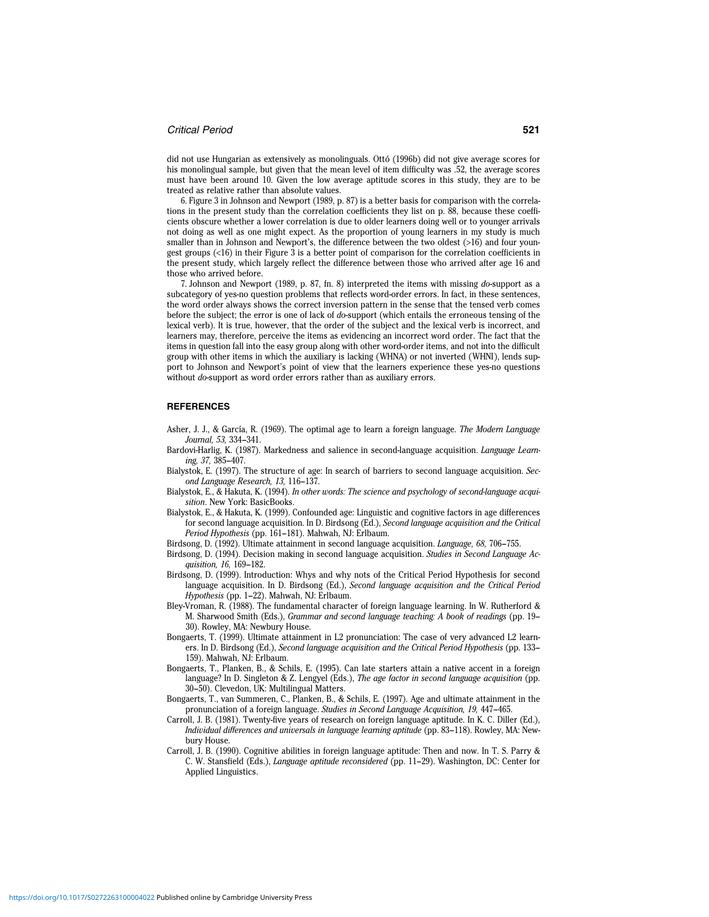did not use Hungarian as extensively as monolinguals. Ottó (1996b) did not give average scores for his monolingual sample, but given that the mean level of item difficulty was .52, the average scores must have been around 10. Given the low average aptitude scores in this study, they are to be treated as relative rather than absolute values.

6. Figure 3 in Johnson and Newport (1989, p. 87) is a better basis for comparison with the correlations in the present study than the correlation coefficients they list on p. 88, because these coefficients obscure whether a lower correlation is due to older learners doing well or to younger arrivals not doing as well as one might expect. As the proportion of young learners in my study is much smaller than in Johnson and Newport's, the difference between the two oldest (>16) and four youngest groups (<16) in their Figure 3 is a better point of comparison for the correlation coefficients in the present study, which largely reflect the difference between those who arrived after age 16 and those who arrived before.

7. Johnson and Newport (1989, p. 87, fn. 8) interpreted the items with missing *do*-support as a subcategory of yes-no question problems that reflects word-order errors. In fact, in these sentences, the word order always shows the correct inversion pattern in the sense that the tensed verb comes before the subject; the error is one of lack of *do*-support (which entails the erroneous tensing of the lexical verb). It is true, however, that the order of the subject and the lexical verb is incorrect, and learners may, therefore, perceive the items as evidencing an incorrect word order. The fact that the items in question fall into the easy group along with other word-order items, and not into the difficult group with other items in which the auxiliary is lacking (WHNA) or not inverted (WHNI), lends support to Johnson and Newport's point of view that the learners experience these yes-no questions without *do*-support as word order errors rather than as auxiliary errors.

## REFERENCES

Asher, J. J., & García, R. (1969). The optimal age to learn a foreign language. *The Modern Language Journal, 53,* 334–341.

Bardovi-Harlig, K. (1987). Markedness and salience in second-language acquisition. *Language Learning, 37,* 385–407.

Bialystok, E. (1997). The structure of age: In search of barriers to second language acquisition. *Second Language Research, 13,* 116–137.

Bialystok, E., & Hakuta, K. (1994). *In other words: The science and psychology of second-language acquisition.* New York: BasicBooks.

Bialystok, E., & Hakuta, K. (1999). Confounded age: Linguistic and cognitive factors in age differences for second language acquisition. In D. Birdsong (Ed.), *Second language acquisition and the Critical Period Hypothesis* (pp. 161–181). Mahwah, NJ: Erlbaum.

Birdsong, D. (1992). Ultimate attainment in second language acquisition. *Language, 68,* 706–755.

Birdsong, D. (1994). Decision making in second language acquisition. *Studies in Second Language Acquisition, 16,* 169–182.

Birdsong, D. (1999). Introduction: Whys and why nots of the Critical Period Hypothesis for second language acquisition. In D. Birdsong (Ed.), *Second language acquisition and the Critical Period Hypothesis* (pp. 1–22). Mahwah, NJ: Erlbaum.

Bley-Vroman, R. (1988). The fundamental character of foreign language learning. In W. Rutherford & M. Sharwood Smith (Eds.), *Grammar and second language teaching: A book of readings* (pp. 19–30). Rowley, MA: Newbury House.

Bongaerts, T. (1999). Ultimate attainment in L2 pronunciation: The case of very advanced L2 learners. In D. Birdsong (Ed.), *Second language acquisition and the Critical Period Hypothesis* (pp. 133–159). Mahwah, NJ: Erlbaum.

Bongaerts, T., Planken, B., & Schils, E. (1995). Can late starters attain a native accent in a foreign language? In D. Singleton & Z. Lengyel (Eds.), *The age factor in second language acquisition* (pp. 30–50). Clevedon, UK: Multilingual Matters.

Bongaerts, T., van Summeren, C., Planken, B., & Schils, E. (1997). Age and ultimate attainment in the pronunciation of a foreign language. *Studies in Second Language Acquisition, 19,* 447–465.

Carroll, J. B. (1981). Twenty-five years of research on foreign language aptitude. In K. C. Diller (Ed.), *Individual differences and universals in language learning aptitude* (pp. 83–118). Rowley, MA: Newbury House.

Carroll, J. B. (1990). Cognitive abilities in foreign language aptitude: Then and now. In T. S. Parry & C. W. Stansfield (Eds.), *Language aptitude reconsidered* (pp. 11–29). Washington, DC: Center for Applied Linguistics.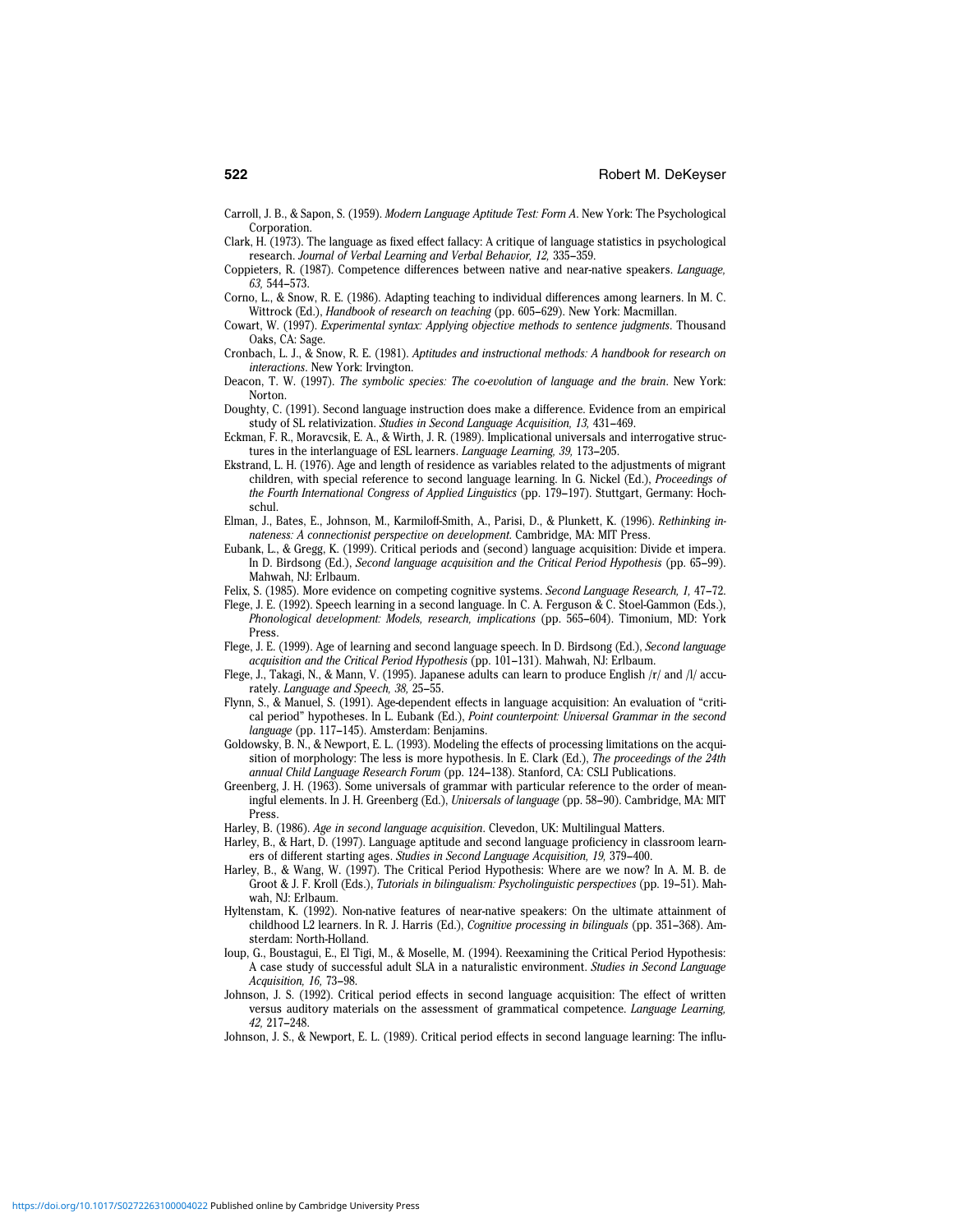Carroll, J. B., & Sapon, S. (1959). *Modern Language Aptitude Test: Form A*. New York: The Psychological Corporation.

Clark, H. (1973). The language as fixed effect fallacy: A critique of language statistics in psychological research. *Journal of Verbal Learning and Verbal Behavior, 12,* 335–359.

Coppieters, R. (1987). Competence differences between native and near-native speakers. *Language, 63,* 544–573.

Corno, L., & Snow, R. E. (1986). Adapting teaching to individual differences among learners. In M. C. Wittrock (Ed.), *Handbook of research on teaching* (pp. 605–629). New York: Macmillan.

Cowart, W. (1997). *Experimental syntax: Applying objective methods to sentence judgments*. Thousand Oaks, CA: Sage.

Cronbach, L. J., & Snow, R. E. (1981). *Aptitudes and instructional methods: A handbook for research on interactions*. New York: Irvington.

Deacon, T. W. (1997). *The symbolic species: The co-evolution of language and the brain*. New York: Norton.

Doughty, C. (1991). Second language instruction does make a difference. Evidence from an empirical study of SL relativization. *Studies in Second Language Acquisition, 13,* 431–469.

Eckman, F. R., Moravcsik, E. A., & Wirth, J. R. (1989). Implicational universals and interrogative structures in the interlanguage of ESL learners. *Language Learning, 39,* 173–205.

Ekstrand, L. H. (1976). Age and length of residence as variables related to the adjustments of migrant children, with special reference to second language learning. In G. Nickel (Ed.), *Proceedings of the Fourth International Congress of Applied Linguistics* (pp. 179–197). Stuttgart, Germany: Hochschul.

Elman, J., Bates, E., Johnson, M., Karmiloff-Smith, A., Parisi, D., & Plunkett, K. (1996). *Rethinking innateness: A connectionist perspective on development*. Cambridge, MA: MIT Press.

Eubank, L., & Gregg, K. (1999). Critical periods and (second) language acquisition: Divide et impera. In D. Birdsong (Ed.), *Second language acquisition and the Critical Period Hypothesis* (pp. 65–99). Mahwah, NJ: Erlbaum.

Felix, S. (1985). More evidence on competing cognitive systems. *Second Language Research, 1,* 47–72.

Flege, J. E. (1992). Speech learning in a second language. In C. A. Ferguson & C. Stoel-Gammon (Eds.), *Phonological development: Models, research, implications* (pp. 565–604). Timonium, MD: York Press.

Flege, J. E. (1999). Age of learning and second language speech. In D. Birdsong (Ed.), *Second language acquisition and the Critical Period Hypothesis* (pp. 101–131). Mahwah, NJ: Erlbaum.

Flege, J., Takagi, N., & Mann, V. (1995). Japanese adults can learn to produce English /r/ and /l/ accurately. *Language and Speech, 38,* 25–55.

Flynn, S., & Manuel, S. (1991). Age-dependent effects in language acquisition: An evaluation of "critical period" hypotheses. In L. Eubank (Ed.), *Point counterpoint: Universal Grammar in the second language* (pp. 117–145). Amsterdam: Benjamins.

Goldowsky, B. N., & Newport, E. L. (1993). Modeling the effects of processing limitations on the acquisition of morphology: The less is more hypothesis. In E. Clark (Ed.), *The proceedings of the 24th annual Child Language Research Forum* (pp. 124–138). Stanford, CA: CSLI Publications.

Greenberg, J. H. (1963). Some universals of grammar with particular reference to the order of meaningful elements. In J. H. Greenberg (Ed.), *Universals of language* (pp. 58–90). Cambridge, MA: MIT Press.

Harley, B. (1986). *Age in second language acquisition*. Clevedon, UK: Multilingual Matters.

Harley, B., & Hart, D. (1997). Language aptitude and second language proficiency in classroom learners of different starting ages. *Studies in Second Language Acquisition, 19,* 379–400.

Harley, B., & Wang, W. (1997). The Critical Period Hypothesis: Where are we now? In A. M. B. de Groot & J. F. Kroll (Eds.), *Tutorials in bilingualism: Psycholinguistic perspectives* (pp. 19–51). Mahwah, NJ: Erlbaum.

Hyltenstam, K. (1992). Non-native features of near-native speakers: On the ultimate attainment of childhood L2 learners. In R. J. Harris (Ed.), *Cognitive processing in bilinguals* (pp. 351–368). Amsterdam: North-Holland.

Ioup, G., Boustagui, E., El Tigi, M., & Moselle, M. (1994). Reexamining the Critical Period Hypothesis: A case study of successful adult SLA in a naturalistic environment. *Studies in Second Language Acquisition, 16,* 73–98.

Johnson, J. S. (1992). Critical period effects in second language acquisition: The effect of written versus auditory materials on the assessment of grammatical competence. *Language Learning, 42,* 217–248.

Johnson, J. S., & Newport, E. L. (1989). Critical period effects in second language learning: The influ-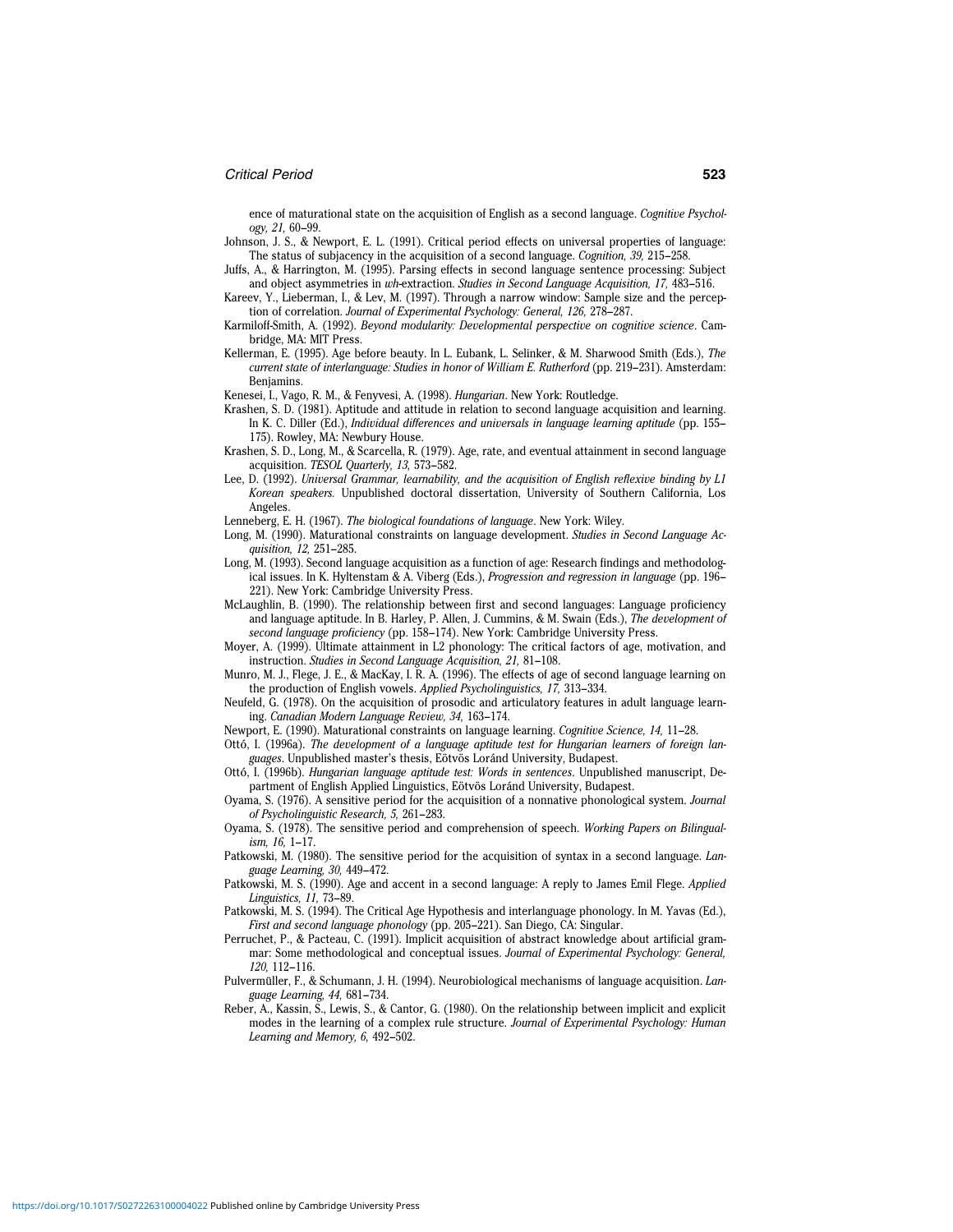ence of maturational state on the acquisition of English as a second language. *Cognitive Psychology, 21,* 60–99.

Johnson, J. S., & Newport, E. L. (1991). Critical period effects on universal properties of language: The status of subjacency in the acquisition of a second language. *Cognition, 39,* 215–258.

Juffs, A., & Harrington, M. (1995). Parsing effects in second language sentence processing: Subject and object asymmetries in *wh*-extraction. *Studies in Second Language Acquisition, 17,* 483–516.

Kareev, Y., Lieberman, I., & Lev, M. (1997). Through a narrow window: Sample size and the perception of correlation. *Journal of Experimental Psychology: General, 126,* 278–287.

Karmiloff-Smith, A. (1992). *Beyond modularity: Developmental perspective on cognitive science*. Cambridge, MA: MIT Press.

Kellerman, E. (1995). Age before beauty. In L. Eubank, L. Selinker, & M. Sharwood Smith (Eds.), *The current state of interlanguage: Studies in honor of William E. Rutherford* (pp. 219–231). Amsterdam: Benjamins.

Kenesei, I., Vago, R. M., & Fenyvesi, A. (1998). *Hungarian*. New York: Routledge.

Krashen, S. D. (1981). Aptitude and attitude in relation to second language acquisition and learning. In K. C. Diller (Ed.), *Individual differences and universals in language learning aptitude* (pp. 155–175). Rowley, MA: Newbury House.

Krashen, S. D., Long, M., & Scarcella, R. (1979). Age, rate, and eventual attainment in second language acquisition. *TESOL Quarterly, 13,* 573–582.

Lee, D. (1992). *Universal Grammar, learnability, and the acquisition of English reflexive binding by L1 Korean speakers.* Unpublished doctoral dissertation, University of Southern California, Los Angeles.

Lenneberg, E. H. (1967). *The biological foundations of language*. New York: Wiley.

Long, M. (1990). Maturational constraints on language development. *Studies in Second Language Acquisition, 12,* 251–285.

Long, M. (1993). Second language acquisition as a function of age: Research findings and methodological issues. In K. Hyltenstam & A. Viberg (Eds.), *Progression and regression in language* (pp. 196–221). New York: Cambridge University Press.

McLaughlin, B. (1990). The relationship between first and second languages: Language proficiency and language aptitude. In B. Harley, P. Allen, J. Cummins, & M. Swain (Eds.), *The development of second language proficiency* (pp. 158–174). New York: Cambridge University Press.

Moyer, A. (1999). Ultimate attainment in L2 phonology: The critical factors of age, motivation, and instruction. *Studies in Second Language Acquisition, 21,* 81–108.

Munro, M. J., Flege, J. E., & MacKay, I. R. A. (1996). The effects of age of second language learning on the production of English vowels. *Applied Psycholinguistics, 17,* 313–334.

Neufeld, G. (1978). On the acquisition of prosodic and articulatory features in adult language learning. *Canadian Modern Language Review, 34,* 163–174.

Newport, E. (1990). Maturational constraints on language learning. *Cognitive Science, 14,* 11–28.

Ottó, I. (1996a). *The development of a language aptitude test for Hungarian learners of foreign languages*. Unpublished master's thesis, Eötvös Loránd University, Budapest.

Ottó, I. (1996b). *Hungarian language aptitude test: Words in sentences*. Unpublished manuscript, Department of English Applied Linguistics, Eötvös Loránd University, Budapest.

Oyama, S. (1976). A sensitive period for the acquisition of a nonnative phonological system. *Journal of Psycholinguistic Research, 5,* 261–283.

Oyama, S. (1978). The sensitive period and comprehension of speech. *Working Papers on Bilingualism, 16,* 1–17.

Patkowski, M. (1980). The sensitive period for the acquisition of syntax in a second language. *Language Learning, 30,* 449–472.

Patkowski, M. S. (1990). Age and accent in a second language: A reply to James Emil Flege. *Applied Linguistics, 11,* 73–89.

Patkowski, M. S. (1994). The Critical Age Hypothesis and interlanguage phonology. In M. Yavas (Ed.), *First and second language phonology* (pp. 205–221). San Diego, CA: Singular.

Perruchet, P., & Pacteau, C. (1991). Implicit acquisition of abstract knowledge about artificial grammar: Some methodological and conceptual issues. *Journal of Experimental Psychology: General, 120,* 112–116.

Pulvermüller, F., & Schumann, J. H. (1994). Neurobiological mechanisms of language acquisition. *Language Learning, 44,* 681–734.

Reber, A., Kassin, S., Lewis, S., & Cantor, G. (1980). On the relationship between implicit and explicit modes in the learning of a complex rule structure. *Journal of Experimental Psychology: Human Learning and Memory, 6,* 492–502.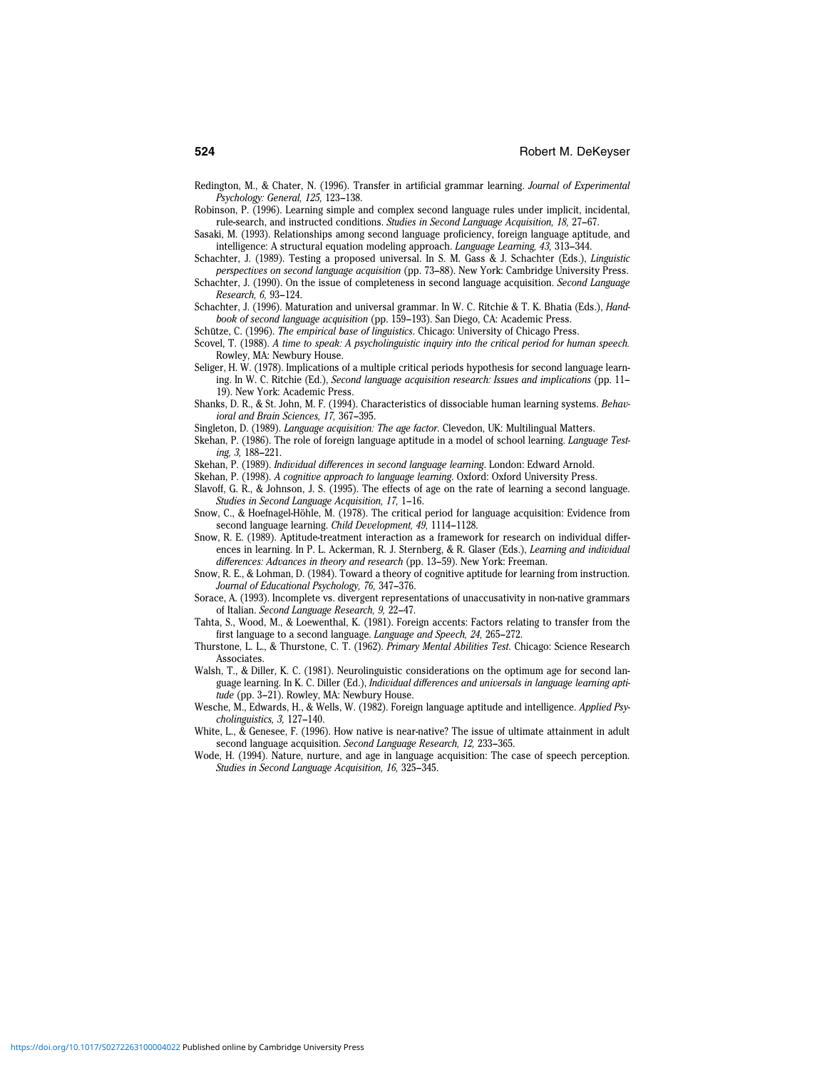Redington, M., & Chater, N. (1996). Transfer in artificial grammar learning. *Journal of Experimental Psychology: General, 125,* 123–138.

Robinson, P. (1996). Learning simple and complex second language rules under implicit, incidental, rule-search, and instructed conditions. *Studies in Second Language Acquisition, 18,* 27–67.

Sasaki, M. (1993). Relationships among second language proficiency, foreign language aptitude, and intelligence: A structural equation modeling approach. *Language Learning, 43,* 313–344.

Schachter, J. (1989). Testing a proposed universal. In S. M. Gass & J. Schachter (Eds.), *Linguistic perspectives on second language acquisition* (pp. 73–88). New York: Cambridge University Press.

Schachter, J. (1990). On the issue of completeness in second language acquisition. *Second Language Research, 6,* 93–124.

Schachter, J. (1996). Maturation and universal grammar. In W. C. Ritchie & T. K. Bhatia (Eds.), *Handbook of second language acquisition* (pp. 159–193). San Diego, CA: Academic Press.

Schütze, C. (1996). *The empirical base of linguistics*. Chicago: University of Chicago Press.

Scovel, T. (1988). *A time to speak: A psycholinguistic inquiry into the critical period for human speech.* Rowley, MA: Newbury House.

Seliger, H. W. (1978). Implications of a multiple critical periods hypothesis for second language learning. In W. C. Ritchie (Ed.), *Second language acquisition research: Issues and implications* (pp. 11–19). New York: Academic Press.

Shanks, D. R., & St. John, M. F. (1994). Characteristics of dissociable human learning systems. *Behavioral and Brain Sciences, 17,* 367–395.

Singleton, D. (1989). *Language acquisition: The age factor*. Clevedon, UK: Multilingual Matters.

Skehan, P. (1986). The role of foreign language aptitude in a model of school learning. *Language Testing, 3,* 188–221.

Skehan, P. (1989). *Individual differences in second language learning*. London: Edward Arnold.

Skehan, P. (1998). *A cognitive approach to language learning.* Oxford: Oxford University Press.

Slavoff, G. R., & Johnson, J. S. (1995). The effects of age on the rate of learning a second language. *Studies in Second Language Acquisition, 17,* 1–16.

Snow, C., & Hoefnagel-Höhle, M. (1978). The critical period for language acquisition: Evidence from second language learning. *Child Development, 49,* 1114–1128.

Snow, R. E. (1989). Aptitude-treatment interaction as a framework for research on individual differences in learning. In P. L. Ackerman, R. J. Sternberg, & R. Glaser (Eds.), *Learning and individual differences: Advances in theory and research* (pp. 13–59). New York: Freeman.

Snow, R. E., & Lohman, D. (1984). Toward a theory of cognitive aptitude for learning from instruction. *Journal of Educational Psychology, 76,* 347–376.

Sorace, A. (1993). Incomplete vs. divergent representations of unaccusativity in non-native grammars of Italian. *Second Language Research, 9,* 22–47.

Tahta, S., Wood, M., & Loewenthal, K. (1981). Foreign accents: Factors relating to transfer from the first language to a second language. *Language and Speech, 24,* 265–272.

Thurstone, L. L., & Thurstone, C. T. (1962). *Primary Mental Abilities Test*. Chicago: Science Research Associates.

Walsh, T., & Diller, K. C. (1981). Neurolinguistic considerations on the optimum age for second language learning. In K. C. Diller (Ed.), *Individual differences and universals in language learning aptitude* (pp. 3–21). Rowley, MA: Newbury House.

Wesche, M., Edwards, H., & Wells, W. (1982). Foreign language aptitude and intelligence. *Applied Psycholinguistics, 3,* 127–140.

White, L., & Genesee, F. (1996). How native is near-native? The issue of ultimate attainment in adult second language acquisition. *Second Language Research, 12,* 233–365.

Wode, H. (1994). Nature, nurture, and age in language acquisition: The case of speech perception. *Studies in Second Language Acquisition, 16,* 325–345.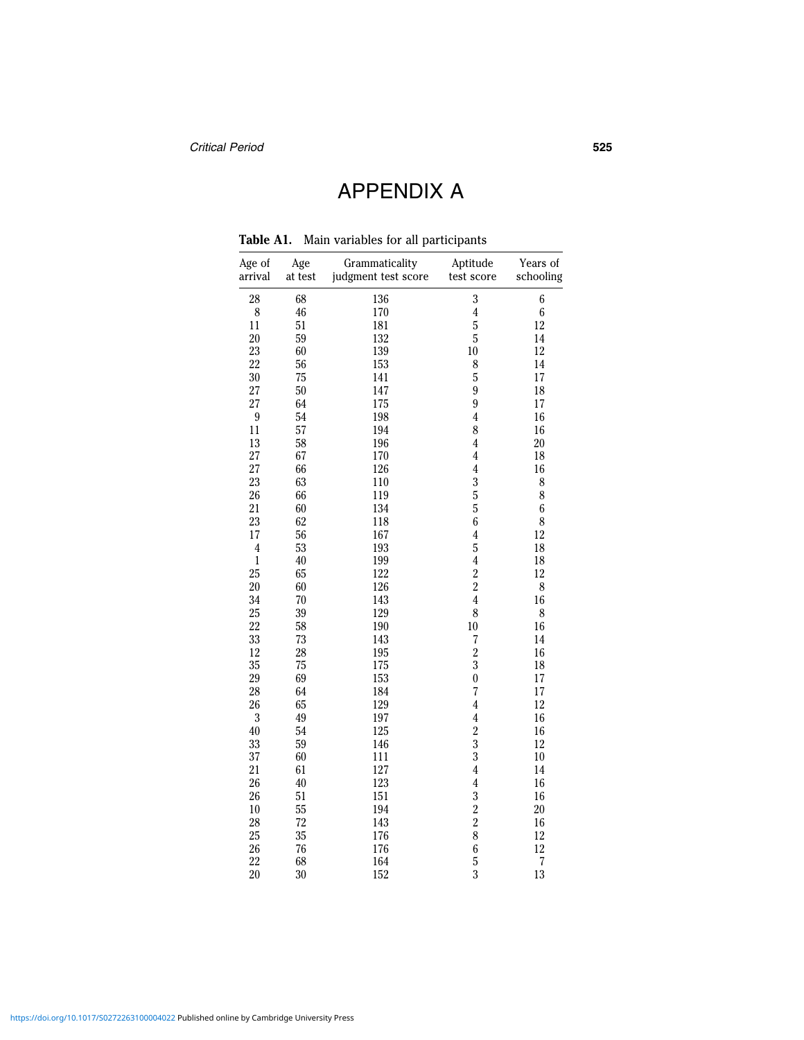# APPENDIX A

**Table A1.** Main variables for all participants

| Age of arrival | Age at test | Grammaticality judgment test score | Aptitude test score | Years of schooling |
|---|---|---|---|---|
| 28 | 68 | 136 | 3 | 6 |
| 8 | 46 | 170 | 4 | 6 |
| 11 | 51 | 181 | 5 | 12 |
| 20 | 59 | 132 | 5 | 14 |
| 23 | 60 | 139 | 10 | 12 |
| 22 | 56 | 153 | 8 | 14 |
| 30 | 75 | 141 | 5 | 17 |
| 27 | 50 | 147 | 9 | 18 |
| 27 | 64 | 175 | 9 | 17 |
| 9 | 54 | 198 | 4 | 16 |
| 11 | 57 | 194 | 8 | 16 |
| 13 | 58 | 196 | 4 | 20 |
| 27 | 67 | 170 | 4 | 18 |
| 27 | 66 | 126 | 4 | 16 |
| 23 | 63 | 110 | 3 | 8 |
| 26 | 66 | 119 | 5 | 8 |
| 21 | 60 | 134 | 5 | 6 |
| 23 | 62 | 118 | 6 | 8 |
| 17 | 56 | 167 | 4 | 12 |
| 4 | 53 | 193 | 5 | 18 |
| 1 | 40 | 199 | 4 | 18 |
| 25 | 65 | 122 | 2 | 12 |
| 20 | 60 | 126 | 2 | 8 |
| 34 | 70 | 143 | 4 | 16 |
| 25 | 39 | 129 | 8 | 8 |
| 22 | 58 | 190 | 10 | 16 |
| 33 | 73 | 143 | 7 | 14 |
| 12 | 28 | 195 | 2 | 16 |
| 35 | 75 | 175 | 3 | 18 |
| 29 | 69 | 153 | 0 | 17 |
| 28 | 64 | 184 | 7 | 17 |
| 26 | 65 | 129 | 4 | 12 |
| 3 | 49 | 197 | 4 | 16 |
| 40 | 54 | 125 | 2 | 16 |
| 33 | 59 | 146 | 3 | 12 |
| 37 | 60 | 111 | 3 | 10 |
| 21 | 61 | 127 | 4 | 14 |
| 26 | 40 | 123 | 4 | 16 |
| 26 | 51 | 151 | 3 | 16 |
| 10 | 55 | 194 | 2 | 20 |
| 28 | 72 | 143 | 2 | 16 |
| 25 | 35 | 176 | 8 | 12 |
| 26 | 76 | 176 | 6 | 12 |
| 22 | 68 | 164 | 5 | 7 |
| 20 | 30 | 152 | 3 | 13 |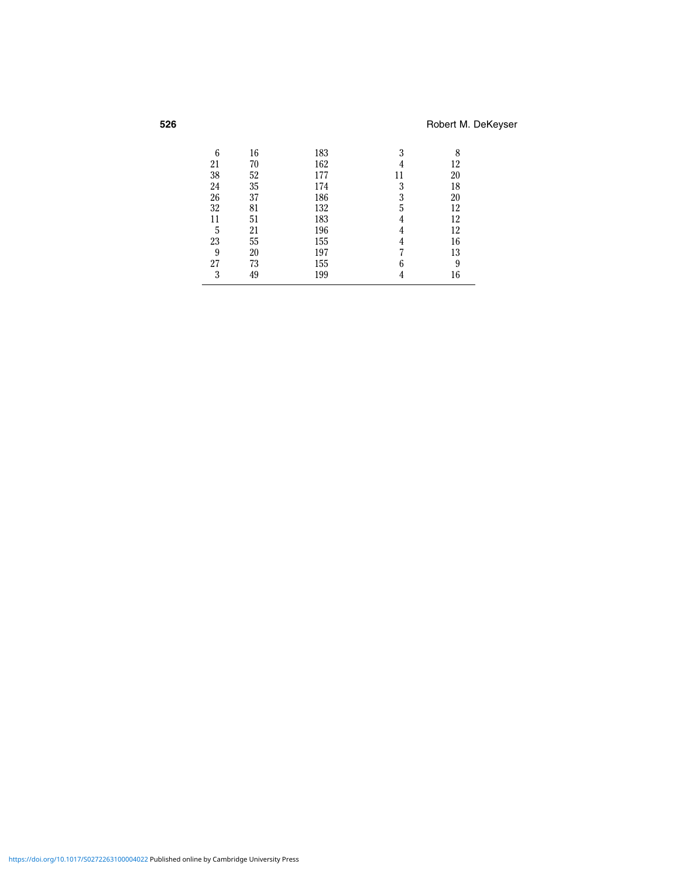| | | | | |
|---|---|---|---|---|
| 6 | 16 | 183 | 3 | 8 |
| 21 | 70 | 162 | 4 | 12 |
| 38 | 52 | 177 | 11 | 20 |
| 24 | 35 | 174 | 3 | 18 |
| 26 | 37 | 186 | 3 | 20 |
| 32 | 81 | 132 | 5 | 12 |
| 11 | 51 | 183 | 4 | 12 |
| 5 | 21 | 196 | 4 | 12 |
| 23 | 55 | 155 | 4 | 16 |
| 9 | 20 | 197 | 7 | 13 |
| 27 | 73 | 155 | 6 | 9 |
| 3 | 49 | 199 | 4 | 16 |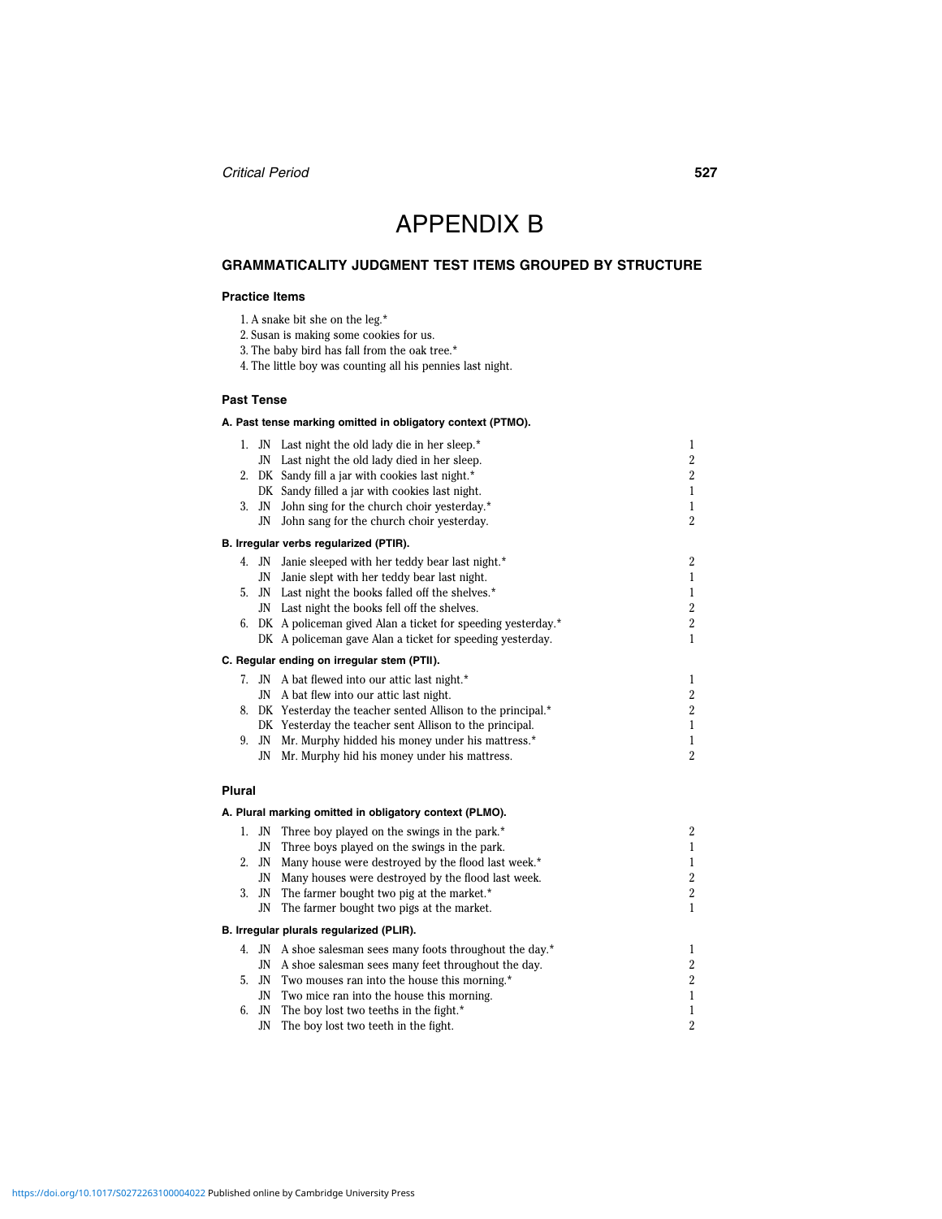# APPENDIX B

## GRAMMATICALITY JUDGMENT TEST ITEMS GROUPED BY STRUCTURE

### Practice Items

1. A snake bit she on the leg.*
2. Susan is making some cookies for us.
3. The baby bird has fall from the oak tree.*
4. The little boy was counting all his pennies last night.

### Past Tense

#### A. Past tense marking omitted in obligatory context (PTMO).

| | | | |
|---|---|---|---|
| 1. | JN | Last night the old lady die in her sleep.* | 1 |
| | JN | Last night the old lady died in her sleep. | 2 |
| 2. | DK | Sandy fill a jar with cookies last night.* | 2 |
| | DK | Sandy filled a jar with cookies last night. | 1 |
| 3. | JN | John sing for the church choir yesterday.* | 1 |
| | JN | John sang for the church choir yesterday. | 2 |

#### B. Irregular verbs regularized (PTIR).

| | | | |
|---|---|---|---|
| 4. | JN | Janie sleeped with her teddy bear last night.* | 2 |
| | JN | Janie slept with her teddy bear last night. | 1 |
| 5. | JN | Last night the books falled off the shelves.* | 1 |
| | JN | Last night the books fell off the shelves. | 2 |
| 6. | DK | A policeman gived Alan a ticket for speeding yesterday.* | 2 |
| | DK | A policeman gave Alan a ticket for speeding yesterday. | 1 |

#### C. Regular ending on irregular stem (PTII).

| | | | |
|---|---|---|---|
| 7. | JN | A bat flewed into our attic last night.* | 1 |
| | JN | A bat flew into our attic last night. | 2 |
| 8. | DK | Yesterday the teacher sented Allison to the principal.* | 2 |
| | DK | Yesterday the teacher sent Allison to the principal. | 1 |
| 9. | JN | Mr. Murphy hidded his money under his mattress.* | 1 |
| | JN | Mr. Murphy hid his money under his mattress. | 2 |

### Plural

#### A. Plural marking omitted in obligatory context (PLMO).

| | | | |
|---|---|---|---|
| 1. | JN | Three boy played on the swings in the park.* | 2 |
| | JN | Three boys played on the swings in the park. | 1 |
| 2. | JN | Many house were destroyed by the flood last week.* | 1 |
| | JN | Many houses were destroyed by the flood last week. | 2 |
| 3. | JN | The farmer bought two pig at the market.* | 2 |
| | JN | The farmer bought two pigs at the market. | 1 |

#### B. Irregular plurals regularized (PLIR).

| | | | |
|---|---|---|---|
| 4. | JN | A shoe salesman sees many foots throughout the day.* | 1 |
| | JN | A shoe salesman sees many feet throughout the day. | 2 |
| 5. | JN | Two mouses ran into the house this morning.* | 2 |
| | JN | Two mice ran into the house this morning. | 1 |
| 6. | JN | The boy lost two teeths in the fight.* | 1 |
| | JN | The boy lost two teeth in the fight. | 2 |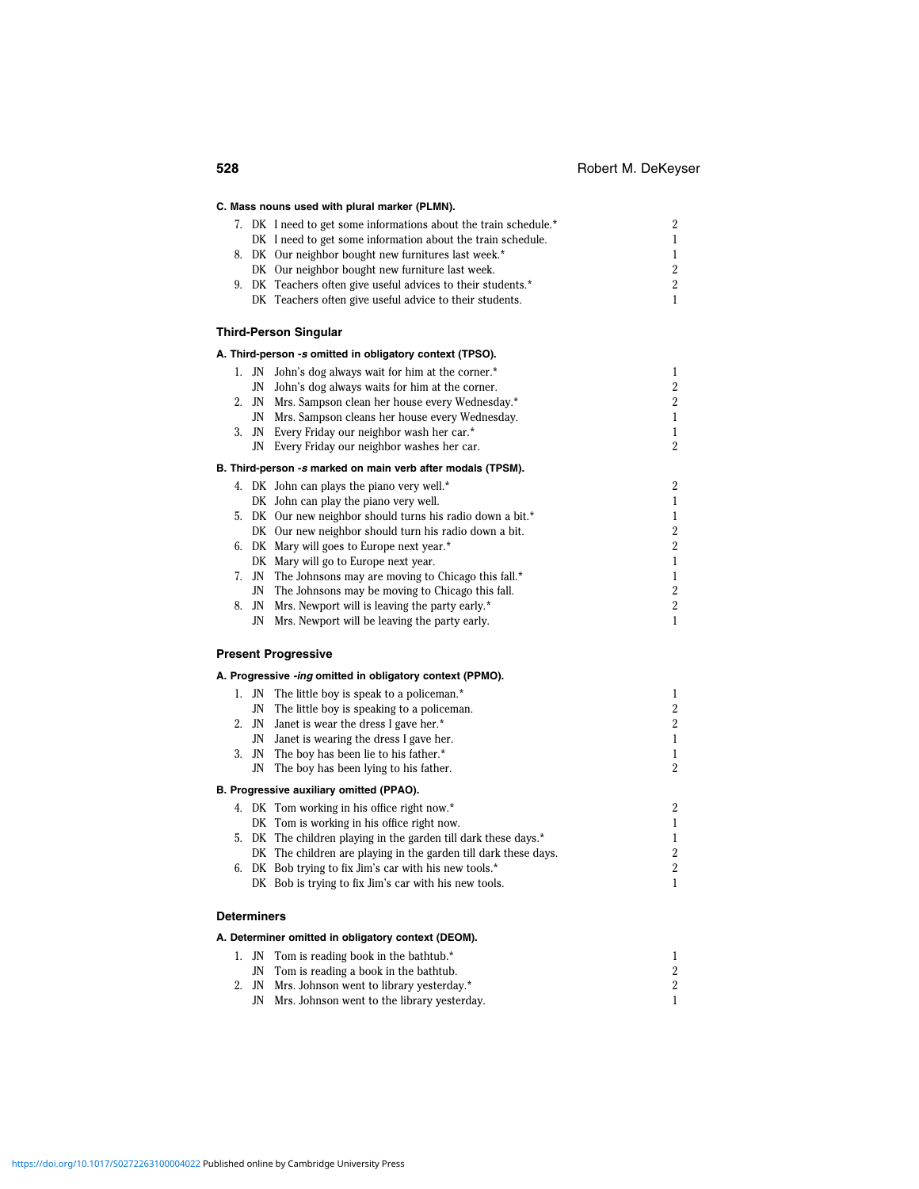**C. Mass nouns used with plural marker (PLMN).**

| | | | |
|---|---|---|---|
| 7. | DK | I need to get some informations about the train schedule.* | 2 |
| | DK | I need to get some information about the train schedule. | 1 |
| 8. | DK | Our neighbor bought new furnitures last week.* | 1 |
| | DK | Our neighbor bought new furniture last week. | 2 |
| 9. | DK | Teachers often give useful advices to their students.* | 2 |
| | DK | Teachers often give useful advice to their students. | 1 |

## Third-Person Singular

**A. Third-person *-s* omitted in obligatory context (TPSO).**

| | | | |
|---|---|---|---|
| 1. | JN | John's dog always wait for him at the corner.* | 1 |
| | JN | John's dog always waits for him at the corner. | 2 |
| 2. | JN | Mrs. Sampson clean her house every Wednesday.* | 2 |
| | JN | Mrs. Sampson cleans her house every Wednesday. | 1 |
| 3. | JN | Every Friday our neighbor wash her car.* | 1 |
| | JN | Every Friday our neighbor washes her car. | 2 |

**B. Third-person *-s* marked on main verb after modals (TPSM).**

| | | | |
|---|---|---|---|
| 4. | DK | John can plays the piano very well.* | 2 |
| | DK | John can play the piano very well. | 1 |
| 5. | DK | Our new neighbor should turns his radio down a bit.* | 1 |
| | DK | Our new neighbor should turn his radio down a bit. | 2 |
| 6. | DK | Mary will goes to Europe next year.* | 2 |
| | DK | Mary will go to Europe next year. | 1 |
| 7. | JN | The Johnsons may are moving to Chicago this fall.* | 1 |
| | JN | The Johnsons may be moving to Chicago this fall. | 2 |
| 8. | JN | Mrs. Newport will is leaving the party early.* | 2 |
| | JN | Mrs. Newport will be leaving the party early. | 1 |

## Present Progressive

**A. Progressive *-ing* omitted in obligatory context (PPMO).**

| | | | |
|---|---|---|---|
| 1. | JN | The little boy is speak to a policeman.* | 1 |
| | JN | The little boy is speaking to a policeman. | 2 |
| 2. | JN | Janet is wear the dress I gave her.* | 2 |
| | JN | Janet is wearing the dress I gave her. | 1 |
| 3. | JN | The boy has been lie to his father.* | 1 |
| | JN | The boy has been lying to his father. | 2 |

**B. Progressive auxiliary omitted (PPAO).**

| | | | |
|---|---|---|---|
| 4. | DK | Tom working in his office right now.* | 2 |
| | DK | Tom is working in his office right now. | 1 |
| 5. | DK | The children playing in the garden till dark these days.* | 1 |
| | DK | The children are playing in the garden till dark these days. | 2 |
| 6. | DK | Bob trying to fix Jim's car with his new tools.* | 2 |
| | DK | Bob is trying to fix Jim's car with his new tools. | 1 |

## Determiners

**A. Determiner omitted in obligatory context (DEOM).**

| | | | |
|---|---|---|---|
| 1. | JN | Tom is reading book in the bathtub.* | 1 |
| | JN | Tom is reading a book in the bathtub. | 2 |
| 2. | JN | Mrs. Johnson went to library yesterday.* | 2 |
| | JN | Mrs. Johnson went to the library yesterday. | 1 |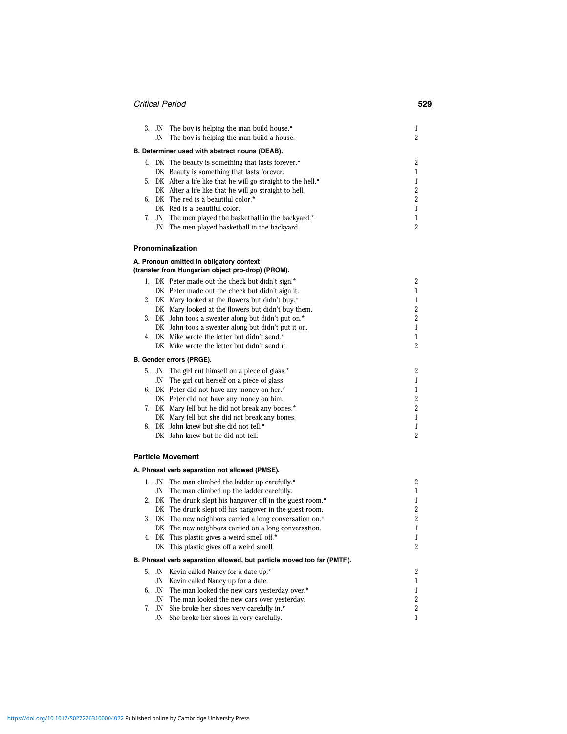| | | | |
|---|---|---|---|
| 3. | JN | The boy is helping the man build house.* | 1 |
| | JN | The boy is helping the man build a house. | 2 |

**B. Determiner used with abstract nouns (DEAB).**

| | | | |
|---|---|---|---|
| 4. | DK | The beauty is something that lasts forever.* | 2 |
| | DK | Beauty is something that lasts forever. | 1 |
| 5. | DK | After a life like that he will go straight to the hell.* | 1 |
| | DK | After a life like that he will go straight to hell. | 2 |
| 6. | DK | The red is a beautiful color.* | 2 |
| | DK | Red is a beautiful color. | 1 |
| 7. | JN | The men played the basketball in the backyard.* | 1 |
| | JN | The men played basketball in the backyard. | 2 |

### Pronominalization

**A. Pronoun omitted in obligatory context (transfer from Hungarian object pro-drop) (PROM).**

| | | | |
|---|---|---|---|
| 1. | DK | Peter made out the check but didn't sign.* | 2 |
| | DK | Peter made out the check but didn't sign it. | 1 |
| 2. | DK | Mary looked at the flowers but didn't buy.* | 1 |
| | DK | Mary looked at the flowers but didn't buy them. | 2 |
| 3. | DK | John took a sweater along but didn't put on.* | 2 |
| | DK | John took a sweater along but didn't put it on. | 1 |
| 4. | DK | Mike wrote the letter but didn't send.* | 1 |
| | DK | Mike wrote the letter but didn't send it. | 2 |

**B. Gender errors (PRGE).**

| | | | |
|---|---|---|---|
| 5. | JN | The girl cut himself on a piece of glass.* | 2 |
| | JN | The girl cut herself on a piece of glass. | 1 |
| 6. | DK | Peter did not have any money on her.* | 1 |
| | DK | Peter did not have any money on him. | 2 |
| 7. | DK | Mary fell but he did not break any bones.* | 2 |
| | DK | Mary fell but she did not break any bones. | 1 |
| 8. | DK | John knew but she did not tell.* | 1 |
| | DK | John knew but he did not tell. | 2 |

### Particle Movement

**A. Phrasal verb separation not allowed (PMSE).**

| | | | |
|---|---|---|---|
| 1. | JN | The man climbed the ladder up carefully.* | 2 |
| | JN | The man climbed up the ladder carefully. | 1 |
| 2. | DK | The drunk slept his hangover off in the guest room.* | 1 |
| | DK | The drunk slept off his hangover in the guest room. | 2 |
| 3. | DK | The new neighbors carried a long conversation on.* | 2 |
| | DK | The new neighbors carried on a long conversation. | 1 |
| 4. | DK | This plastic gives a weird smell off.* | 1 |
| | DK | This plastic gives off a weird smell. | 2 |

**B. Phrasal verb separation allowed, but particle moved too far (PMTF).**

| | | | |
|---|---|---|---|
| 5. | JN | Kevin called Nancy for a date up.* | 2 |
| | JN | Kevin called Nancy up for a date. | 1 |
| 6. | JN | The man looked the new cars yesterday over.* | 1 |
| | JN | The man looked the new cars over yesterday. | 2 |
| 7. | JN | She broke her shoes very carefully in.* | 2 |
| | JN | She broke her shoes in very carefully. | 1 |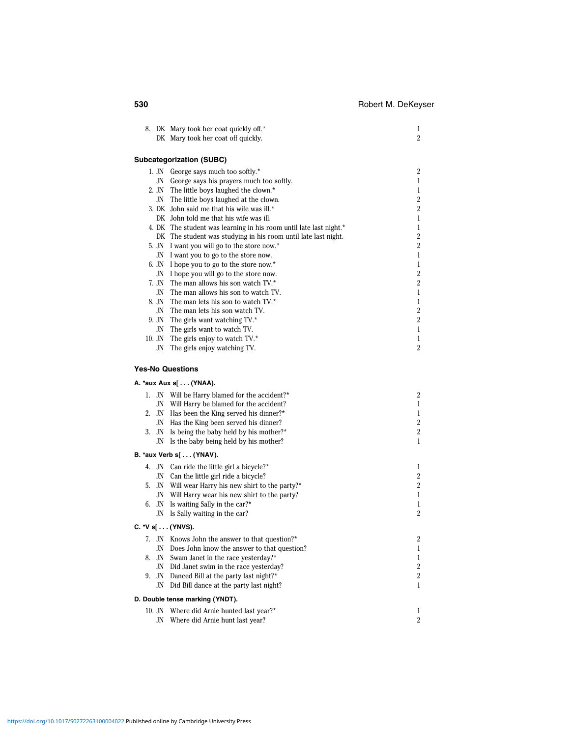| | | | |
|---|---|---|---|
| 8. | DK | Mary took her coat quickly off.* | 1 |
| | DK | Mary took her coat off quickly. | 2 |

**Subcategorization (SUBC)**

| | | | |
|---|---|---|---|
| 1. | JN | George says much too softly.* | 2 |
| | JN | George says his prayers much too softly. | 1 |
| 2. | JN | The little boys laughed the clown.* | 1 |
| | JN | The little boys laughed at the clown. | 2 |
| 3. | DK | John said me that his wife was ill.* | 2 |
| | DK | John told me that his wife was ill. | 1 |
| 4. | DK | The student was learning in his room until late last night.* | 1 |
| | DK | The student was studying in his room until late last night. | 2 |
| 5. | JN | I want you will go to the store now.* | 2 |
| | JN | I want you to go to the store now. | 1 |
| 6. | JN | I hope you to go to the store now.* | 1 |
| | JN | I hope you will go to the store now. | 2 |
| 7. | JN | The man allows his son watch TV.* | 2 |
| | JN | The man allows his son to watch TV. | 1 |
| 8. | JN | The man lets his son to watch TV.* | 1 |
| | JN | The man lets his son watch TV. | 2 |
| 9. | JN | The girls want watching TV.* | 2 |
| | JN | The girls want to watch TV. | 1 |
| 10. | JN | The girls enjoy to watch TV.* | 1 |
| | JN | The girls enjoy watching TV. | 2 |

**Yes-No Questions**

**A. *aux Aux s[ . . . (YNAA).**

| | | | |
|---|---|---|---|
| 1. | JN | Will be Harry blamed for the accident?* | 2 |
| | JN | Will Harry be blamed for the accident? | 1 |
| 2. | JN | Has been the King served his dinner?* | 1 |
| | JN | Has the King been served his dinner? | 2 |
| 3. | JN | Is being the baby held by his mother?* | 2 |
| | JN | Is the baby being held by his mother? | 1 |

**B. *aux Verb s[ . . . (YNAV).**

| | | | |
|---|---|---|---|
| 4. | JN | Can ride the little girl a bicycle?* | 1 |
| | JN | Can the little girl ride a bicycle? | 2 |
| 5. | JN | Will wear Harry his new shirt to the party?* | 2 |
| | JN | Will Harry wear his new shirt to the party? | 1 |
| 6. | JN | Is waiting Sally in the car?* | 1 |
| | JN | Is Sally waiting in the car? | 2 |

**C. *V s[ . . . (YNVS).**

| | | | |
|---|---|---|---|
| 7. | JN | Knows John the answer to that question?* | 2 |
| | JN | Does John know the answer to that question? | 1 |
| 8. | JN | Swam Janet in the race yesterday?* | 1 |
| | JN | Did Janet swim in the race yesterday? | 2 |
| 9. | JN | Danced Bill at the party last night?* | 2 |
| | JN | Did Bill dance at the party last night? | 1 |

**D. Double tense marking (YNDT).**

| | | | |
|---|---|---|---|
| 10. | JN | Where did Arnie hunted last year?* | 1 |
| | JN | Where did Arnie hunt last year? | 2 |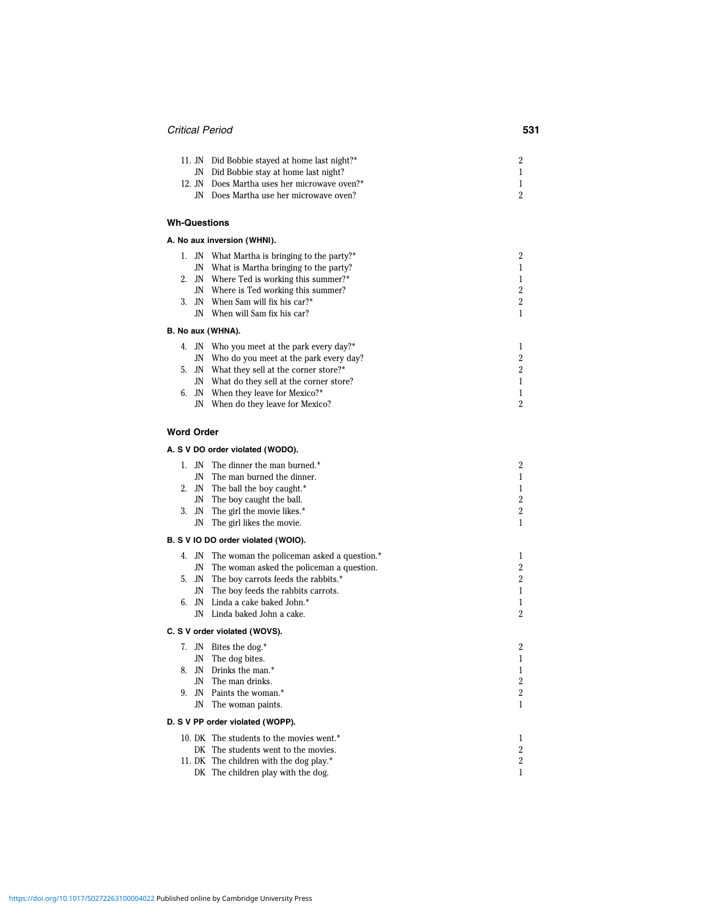| | | | |
|---|---|---|---|
| 11. | JN | Did Bobbie stayed at home last night?* | 2 |
| | JN | Did Bobbie stay at home last night? | 1 |
| 12. | JN | Does Martha uses her microwave oven?* | 1 |
| | JN | Does Martha use her microwave oven? | 2 |

### Wh-Questions

**A. No aux inversion (WHNI).**

| | | | |
|---|---|---|---|
| 1. | JN | What Martha is bringing to the party?* | 2 |
| | JN | What is Martha bringing to the party? | 1 |
| 2. | JN | Where Ted is working this summer?* | 1 |
| | JN | Where is Ted working this summer? | 2 |
| 3. | JN | When Sam will fix his car?* | 2 |
| | JN | When will Sam fix his car? | 1 |

**B. No aux (WHNA).**

| | | | |
|---|---|---|---|
| 4. | JN | Who you meet at the park every day?* | 1 |
| | JN | Who do you meet at the park every day? | 2 |
| 5. | JN | What they sell at the corner store?* | 2 |
| | JN | What do they sell at the corner store? | 1 |
| 6. | JN | When they leave for Mexico?* | 1 |
| | JN | When do they leave for Mexico? | 2 |

### Word Order

**A. S V DO order violated (WODO).**

| | | | |
|---|---|---|---|
| 1. | JN | The dinner the man burned.* | 2 |
| | JN | The man burned the dinner. | 1 |
| 2. | JN | The ball the boy caught.* | 1 |
| | JN | The boy caught the ball. | 2 |
| 3. | JN | The girl the movie likes.* | 2 |
| | JN | The girl likes the movie. | 1 |

**B. S V IO DO order violated (WOIO).**

| | | | |
|---|---|---|---|
| 4. | JN | The woman the policeman asked a question.* | 1 |
| | JN | The woman asked the policeman a question. | 2 |
| 5. | JN | The boy carrots feeds the rabbits.* | 2 |
| | JN | The boy feeds the rabbits carrots. | 1 |
| 6. | JN | Linda a cake baked John.* | 1 |
| | JN | Linda baked John a cake. | 2 |

**C. S V order violated (WOVS).**

| | | | |
|---|---|---|---|
| 7. | JN | Bites the dog.* | 2 |
| | JN | The dog bites. | 1 |
| 8. | JN | Drinks the man.* | 1 |
| | JN | The man drinks. | 2 |
| 9. | JN | Paints the woman.* | 2 |
| | JN | The woman paints. | 1 |

**D. S V PP order violated (WOPP).**

| | | | |
|---|---|---|---|
| 10. | DK | The students to the movies went.* | 1 |
| | DK | The students went to the movies. | 2 |
| 11. | DK | The children with the dog play.* | 2 |
| | DK | The children play with the dog. | 1 |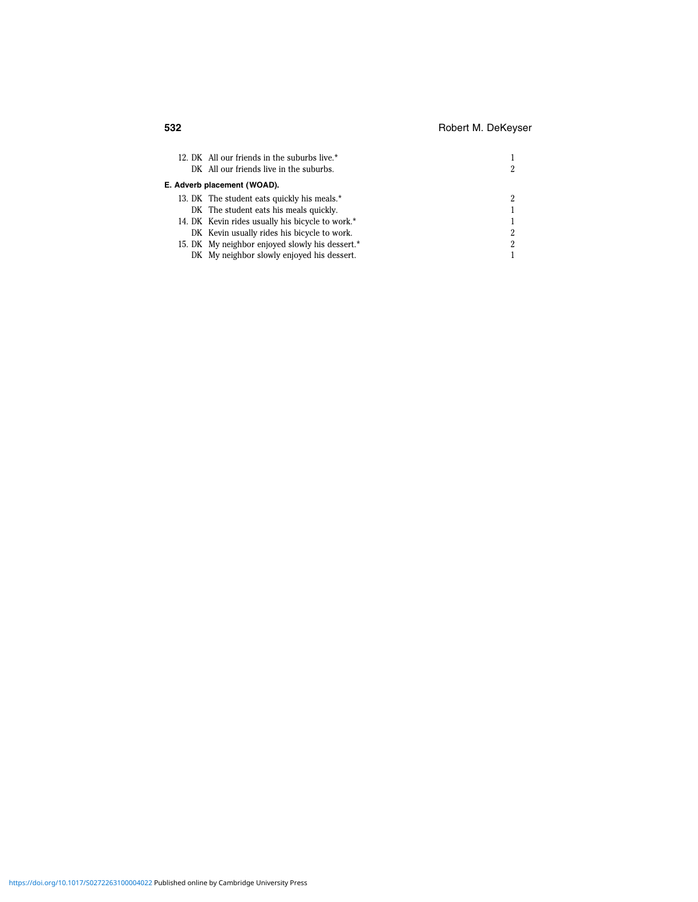| | | |
|---|---|---|
| 12. DK | All our friends in the suburbs live.* | 1 |
| DK | All our friends live in the suburbs. | 2 |

**E. Adverb placement (WOAD).**

| | | |
|---|---|---|
| 13. DK | The student eats quickly his meals.* | 2 |
| DK | The student eats his meals quickly. | 1 |
| 14. DK | Kevin rides usually his bicycle to work.* | 1 |
| DK | Kevin usually rides his bicycle to work. | 2 |
| 15. DK | My neighbor enjoyed slowly his dessert.* | 2 |
| DK | My neighbor slowly enjoyed his dessert. | 1 |

https://doi.org/10.1017/S0272263100004022 Published online by Cambridge University Press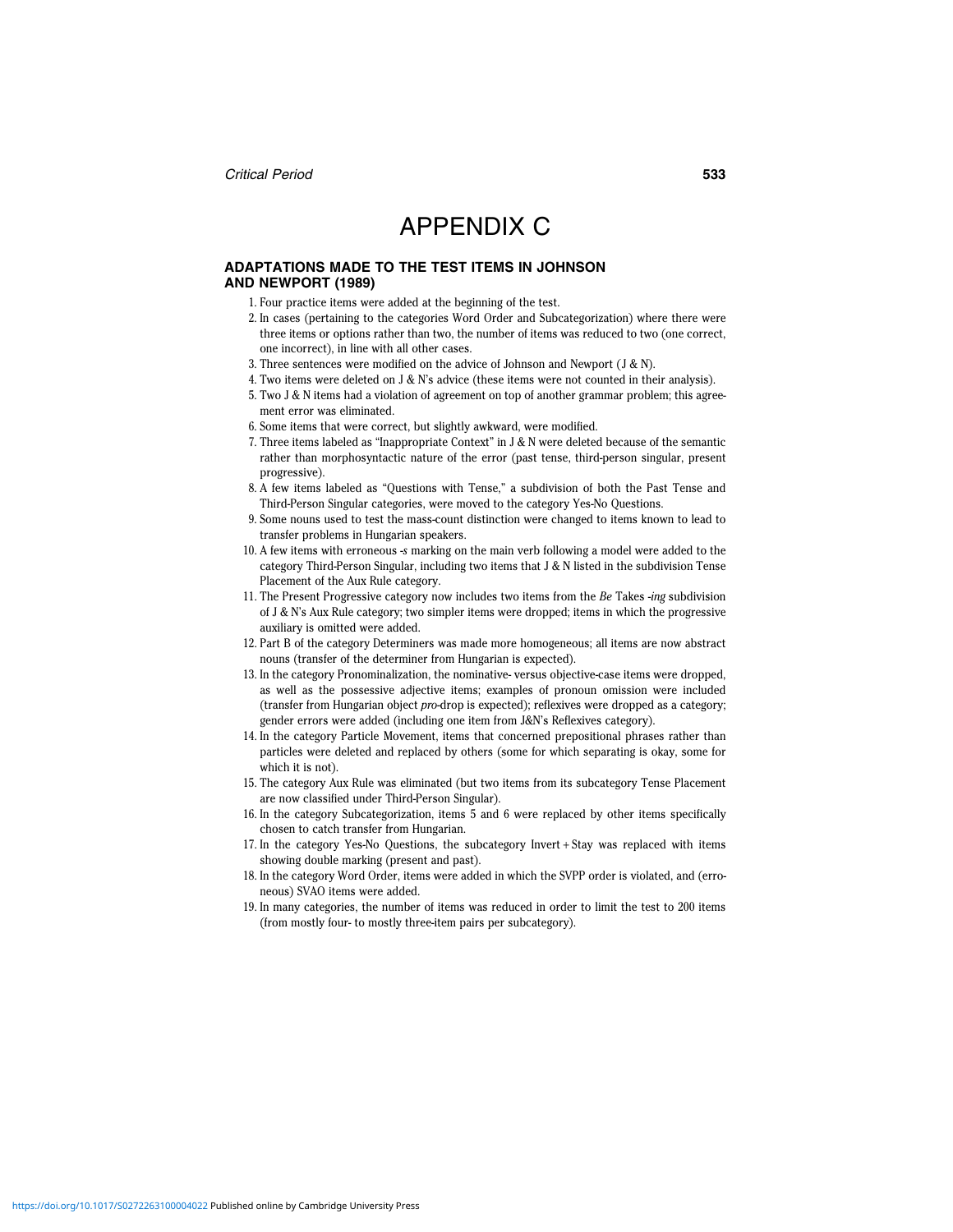# APPENDIX C

### ADAPTATIONS MADE TO THE TEST ITEMS IN JOHNSON AND NEWPORT (1989)

1. Four practice items were added at the beginning of the test.
2. In cases (pertaining to the categories Word Order and Subcategorization) where there were three items or options rather than two, the number of items was reduced to two (one correct, one incorrect), in line with all other cases.
3. Three sentences were modified on the advice of Johnson and Newport (J & N).
4. Two items were deleted on J & N's advice (these items were not counted in their analysis).
5. Two J & N items had a violation of agreement on top of another grammar problem; this agreement error was eliminated.
6. Some items that were correct, but slightly awkward, were modified.
7. Three items labeled as "Inappropriate Context" in J & N were deleted because of the semantic rather than morphosyntactic nature of the error (past tense, third-person singular, present progressive).
8. A few items labeled as "Questions with Tense," a subdivision of both the Past Tense and Third-Person Singular categories, were moved to the category Yes-No Questions.
9. Some nouns used to test the mass-count distinction were changed to items known to lead to transfer problems in Hungarian speakers.
10. A few items with erroneous *-s* marking on the main verb following a model were added to the category Third-Person Singular, including two items that J & N listed in the subdivision Tense Placement of the Aux Rule category.
11. The Present Progressive category now includes two items from the *Be* Takes *-ing* subdivision of J & N's Aux Rule category; two simpler items were dropped; items in which the progressive auxiliary is omitted were added.
12. Part B of the category Determiners was made more homogeneous; all items are now abstract nouns (transfer of the determiner from Hungarian is expected).
13. In the category Pronominalization, the nominative- versus objective-case items were dropped, as well as the possessive adjective items; examples of pronoun omission were included (transfer from Hungarian object *pro*-drop is expected); reflexives were dropped as a category; gender errors were added (including one item from J&N's Reflexives category).
14. In the category Particle Movement, items that concerned prepositional phrases rather than particles were deleted and replaced by others (some for which separating is okay, some for which it is not).
15. The category Aux Rule was eliminated (but two items from its subcategory Tense Placement are now classified under Third-Person Singular).
16. In the category Subcategorization, items 5 and 6 were replaced by other items specifically chosen to catch transfer from Hungarian.
17. In the category Yes-No Questions, the subcategory Invert + Stay was replaced with items showing double marking (present and past).
18. In the category Word Order, items were added in which the SVPP order is violated, and (erroneous) SVAO items were added.
19. In many categories, the number of items was reduced in order to limit the test to 200 items (from mostly four- to mostly three-item pairs per subcategory).